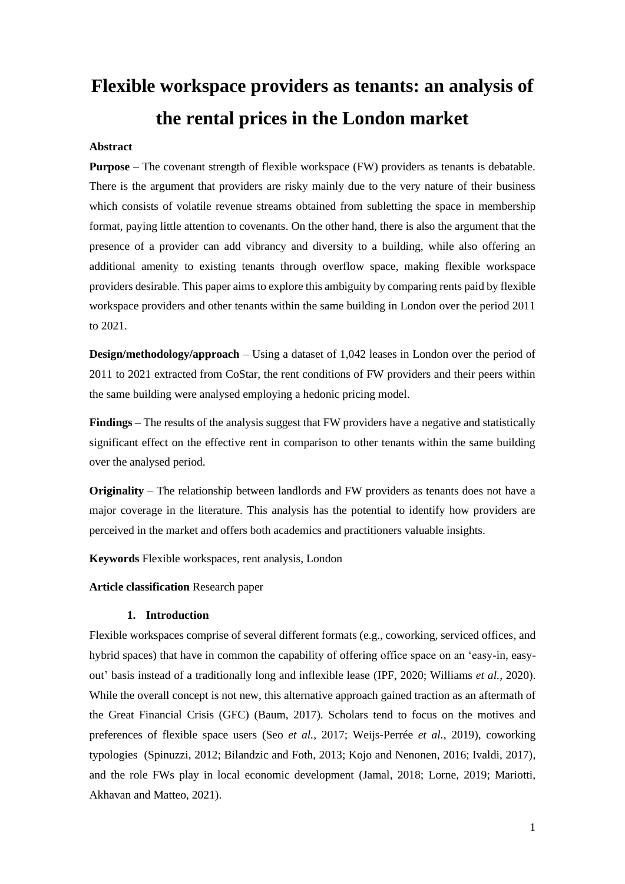# Flexible workspace providers as tenants: an analysis of the rental prices in the London market

**Abstract**

**Purpose** – The covenant strength of flexible workspace (FW) providers as tenants is debatable. There is the argument that providers are risky mainly due to the very nature of their business which consists of volatile revenue streams obtained from subletting the space in membership format, paying little attention to covenants. On the other hand, there is also the argument that the presence of a provider can add vibrancy and diversity to a building, while also offering an additional amenity to existing tenants through overflow space, making flexible workspace providers desirable. This paper aims to explore this ambiguity by comparing rents paid by flexible workspace providers and other tenants within the same building in London over the period 2011 to 2021.

**Design/methodology/approach** – Using a dataset of 1,042 leases in London over the period of 2011 to 2021 extracted from CoStar, the rent conditions of FW providers and their peers within the same building were analysed employing a hedonic pricing model.

**Findings** – The results of the analysis suggest that FW providers have a negative and statistically significant effect on the effective rent in comparison to other tenants within the same building over the analysed period.

**Originality** – The relationship between landlords and FW providers as tenants does not have a major coverage in the literature. This analysis has the potential to identify how providers are perceived in the market and offers both academics and practitioners valuable insights.

**Keywords** Flexible workspaces, rent analysis, London

**Article classification** Research paper

## 1. Introduction

Flexible workspaces comprise of several different formats (e.g., coworking, serviced offices, and hybrid spaces) that have in common the capability of offering office space on an 'easy-in, easy-out' basis instead of a traditionally long and inflexible lease (IPF, 2020; Williams *et al.*, 2020). While the overall concept is not new, this alternative approach gained traction as an aftermath of the Great Financial Crisis (GFC) (Baum, 2017). Scholars tend to focus on the motives and preferences of flexible space users (Seo *et al.*, 2017; Weijs-Perrée *et al.*, 2019), coworking typologies (Spinuzzi, 2012; Bilandzic and Foth, 2013; Kojo and Nenonen, 2016; Ivaldi, 2017), and the role FWs play in local economic development (Jamal, 2018; Lorne, 2019; Mariotti, Akhavan and Matteo, 2021).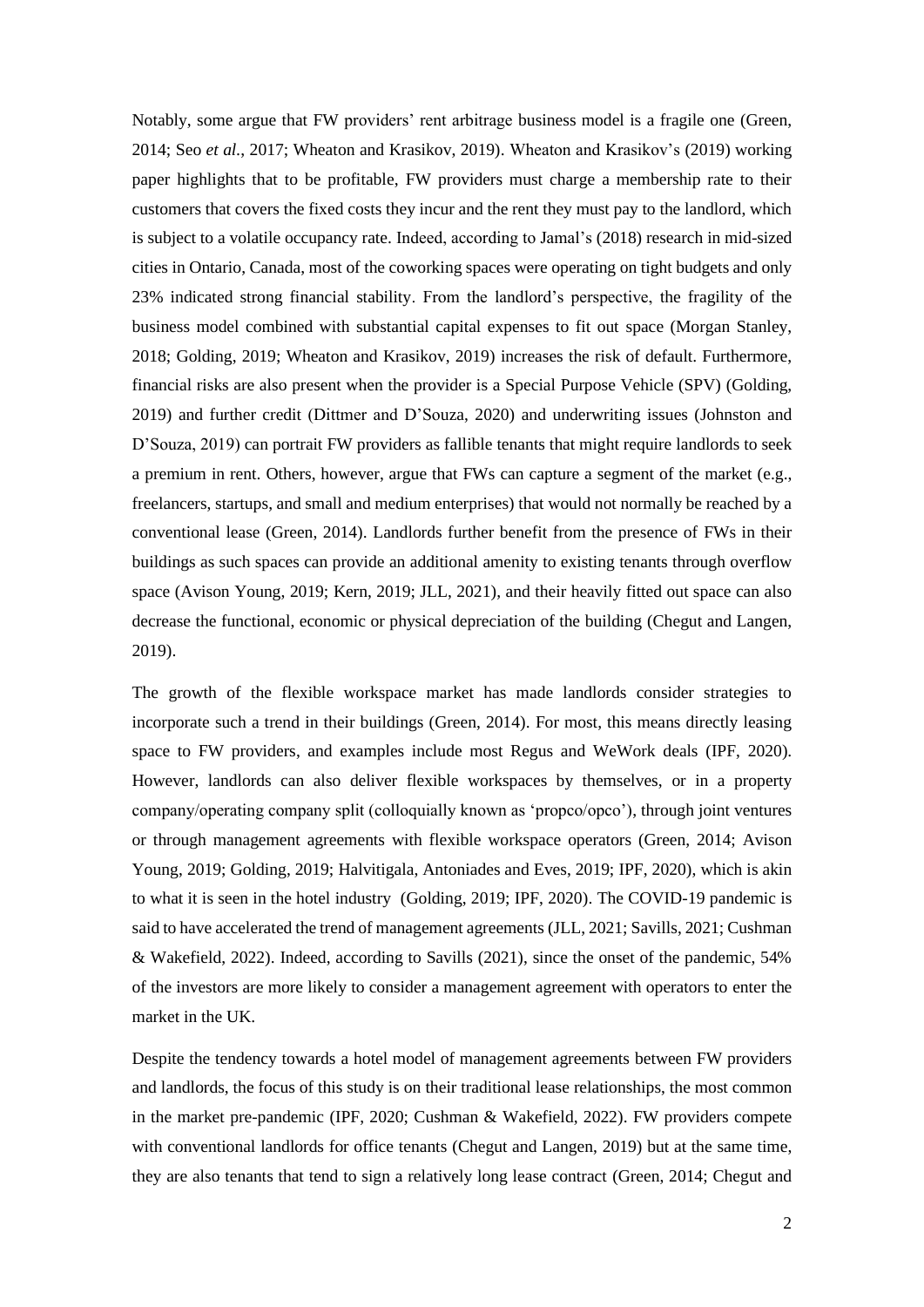Notably, some argue that FW providers' rent arbitrage business model is a fragile one (Green, 2014; Seo *et al.*, 2017; Wheaton and Krasikov, 2019). Wheaton and Krasikov's (2019) working paper highlights that to be profitable, FW providers must charge a membership rate to their customers that covers the fixed costs they incur and the rent they must pay to the landlord, which is subject to a volatile occupancy rate. Indeed, according to Jamal's (2018) research in mid-sized cities in Ontario, Canada, most of the coworking spaces were operating on tight budgets and only 23% indicated strong financial stability. From the landlord's perspective, the fragility of the business model combined with substantial capital expenses to fit out space (Morgan Stanley, 2018; Golding, 2019; Wheaton and Krasikov, 2019) increases the risk of default. Furthermore, financial risks are also present when the provider is a Special Purpose Vehicle (SPV) (Golding, 2019) and further credit (Dittmer and D'Souza, 2020) and underwriting issues (Johnston and D'Souza, 2019) can portrait FW providers as fallible tenants that might require landlords to seek a premium in rent. Others, however, argue that FWs can capture a segment of the market (e.g., freelancers, startups, and small and medium enterprises) that would not normally be reached by a conventional lease (Green, 2014). Landlords further benefit from the presence of FWs in their buildings as such spaces can provide an additional amenity to existing tenants through overflow space (Avison Young, 2019; Kern, 2019; JLL, 2021), and their heavily fitted out space can also decrease the functional, economic or physical depreciation of the building (Chegut and Langen, 2019).

The growth of the flexible workspace market has made landlords consider strategies to incorporate such a trend in their buildings (Green, 2014). For most, this means directly leasing space to FW providers, and examples include most Regus and WeWork deals (IPF, 2020). However, landlords can also deliver flexible workspaces by themselves, or in a property company/operating company split (colloquially known as 'propco/opco'), through joint ventures or through management agreements with flexible workspace operators (Green, 2014; Avison Young, 2019; Golding, 2019; Halvitigala, Antoniades and Eves, 2019; IPF, 2020), which is akin to what it is seen in the hotel industry (Golding, 2019; IPF, 2020). The COVID-19 pandemic is said to have accelerated the trend of management agreements (JLL, 2021; Savills, 2021; Cushman & Wakefield, 2022). Indeed, according to Savills (2021), since the onset of the pandemic, 54% of the investors are more likely to consider a management agreement with operators to enter the market in the UK.

Despite the tendency towards a hotel model of management agreements between FW providers and landlords, the focus of this study is on their traditional lease relationships, the most common in the market pre-pandemic (IPF, 2020; Cushman & Wakefield, 2022). FW providers compete with conventional landlords for office tenants (Chegut and Langen, 2019) but at the same time, they are also tenants that tend to sign a relatively long lease contract (Green, 2014; Chegut and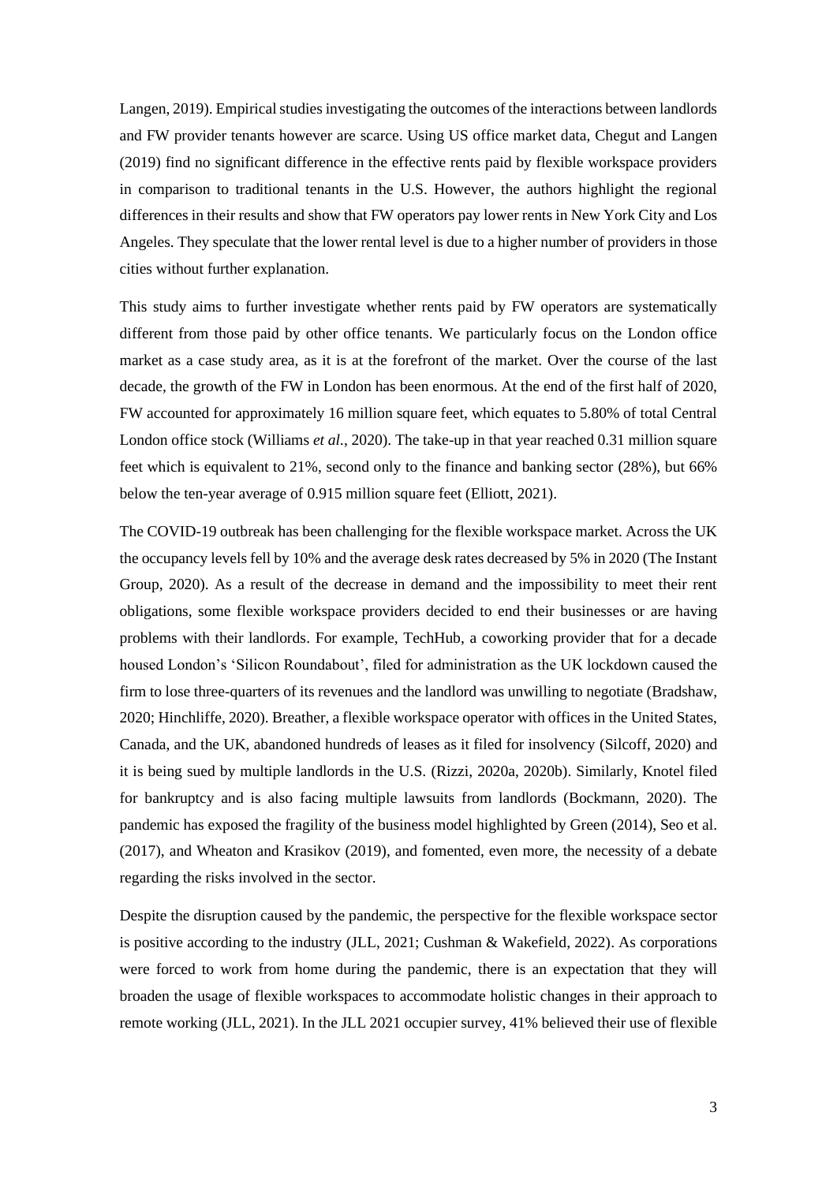Langen, 2019). Empirical studies investigating the outcomes of the interactions between landlords and FW provider tenants however are scarce. Using US office market data, Chegut and Langen (2019) find no significant difference in the effective rents paid by flexible workspace providers in comparison to traditional tenants in the U.S. However, the authors highlight the regional differences in their results and show that FW operators pay lower rents in New York City and Los Angeles. They speculate that the lower rental level is due to a higher number of providers in those cities without further explanation.

This study aims to further investigate whether rents paid by FW operators are systematically different from those paid by other office tenants. We particularly focus on the London office market as a case study area, as it is at the forefront of the market. Over the course of the last decade, the growth of the FW in London has been enormous. At the end of the first half of 2020, FW accounted for approximately 16 million square feet, which equates to 5.80% of total Central London office stock (Williams *et al.*, 2020). The take-up in that year reached 0.31 million square feet which is equivalent to 21%, second only to the finance and banking sector (28%), but 66% below the ten-year average of 0.915 million square feet (Elliott, 2021).

The COVID-19 outbreak has been challenging for the flexible workspace market. Across the UK the occupancy levels fell by 10% and the average desk rates decreased by 5% in 2020 (The Instant Group, 2020). As a result of the decrease in demand and the impossibility to meet their rent obligations, some flexible workspace providers decided to end their businesses or are having problems with their landlords. For example, TechHub, a coworking provider that for a decade housed London's 'Silicon Roundabout', filed for administration as the UK lockdown caused the firm to lose three-quarters of its revenues and the landlord was unwilling to negotiate (Bradshaw, 2020; Hinchliffe, 2020). Breather, a flexible workspace operator with offices in the United States, Canada, and the UK, abandoned hundreds of leases as it filed for insolvency (Silcoff, 2020) and it is being sued by multiple landlords in the U.S. (Rizzi, 2020a, 2020b). Similarly, Knotel filed for bankruptcy and is also facing multiple lawsuits from landlords (Bockmann, 2020). The pandemic has exposed the fragility of the business model highlighted by Green (2014), Seo et al. (2017), and Wheaton and Krasikov (2019), and fomented, even more, the necessity of a debate regarding the risks involved in the sector.

Despite the disruption caused by the pandemic, the perspective for the flexible workspace sector is positive according to the industry (JLL, 2021; Cushman & Wakefield, 2022). As corporations were forced to work from home during the pandemic, there is an expectation that they will broaden the usage of flexible workspaces to accommodate holistic changes in their approach to remote working (JLL, 2021). In the JLL 2021 occupier survey, 41% believed their use of flexible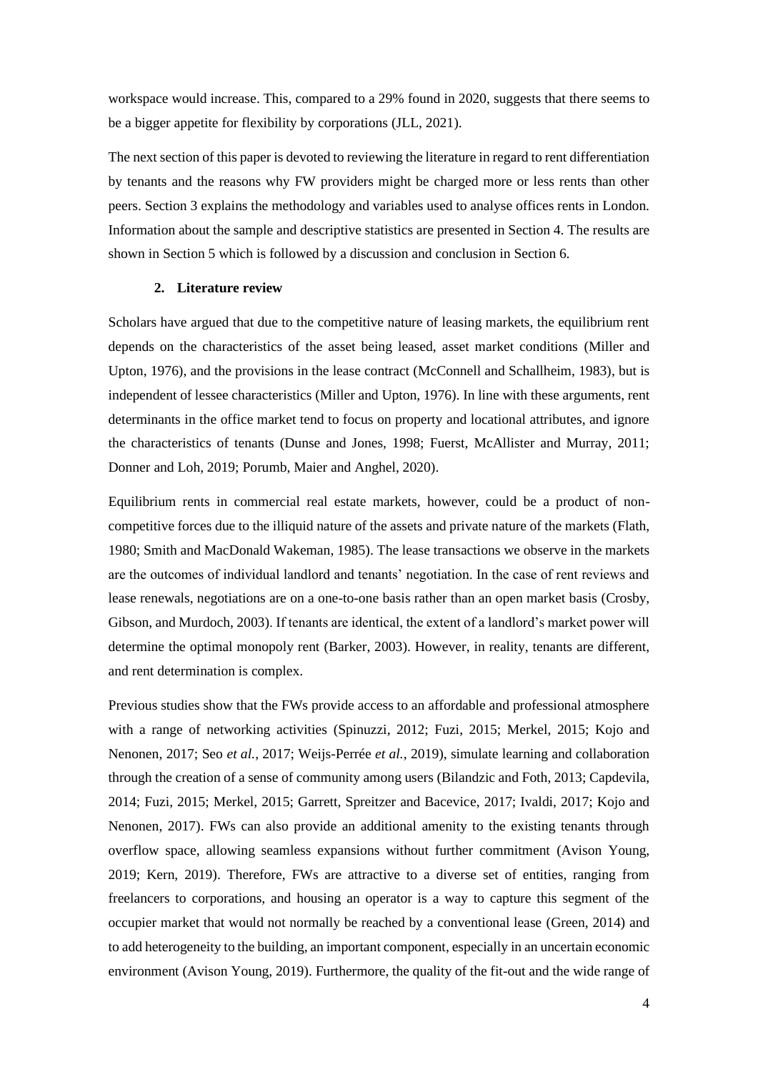workspace would increase. This, compared to a 29% found in 2020, suggests that there seems to be a bigger appetite for flexibility by corporations (JLL, 2021).

The next section of this paper is devoted to reviewing the literature in regard to rent differentiation by tenants and the reasons why FW providers might be charged more or less rents than other peers. Section 3 explains the methodology and variables used to analyse offices rents in London. Information about the sample and descriptive statistics are presented in Section 4. The results are shown in Section 5 which is followed by a discussion and conclusion in Section 6.

## 2. Literature review

Scholars have argued that due to the competitive nature of leasing markets, the equilibrium rent depends on the characteristics of the asset being leased, asset market conditions (Miller and Upton, 1976), and the provisions in the lease contract (McConnell and Schallheim, 1983), but is independent of lessee characteristics (Miller and Upton, 1976). In line with these arguments, rent determinants in the office market tend to focus on property and locational attributes, and ignore the characteristics of tenants (Dunse and Jones, 1998; Fuerst, McAllister and Murray, 2011; Donner and Loh, 2019; Porumb, Maier and Anghel, 2020).

Equilibrium rents in commercial real estate markets, however, could be a product of non-competitive forces due to the illiquid nature of the assets and private nature of the markets (Flath, 1980; Smith and MacDonald Wakeman, 1985). The lease transactions we observe in the markets are the outcomes of individual landlord and tenants' negotiation. In the case of rent reviews and lease renewals, negotiations are on a one-to-one basis rather than an open market basis (Crosby, Gibson, and Murdoch, 2003). If tenants are identical, the extent of a landlord's market power will determine the optimal monopoly rent (Barker, 2003). However, in reality, tenants are different, and rent determination is complex.

Previous studies show that the FWs provide access to an affordable and professional atmosphere with a range of networking activities (Spinuzzi, 2012; Fuzi, 2015; Merkel, 2015; Kojo and Nenonen, 2017; Seo *et al.*, 2017; Weijs-Perrée *et al.*, 2019), simulate learning and collaboration through the creation of a sense of community among users (Bilandzic and Foth, 2013; Capdevila, 2014; Fuzi, 2015; Merkel, 2015; Garrett, Spreitzer and Bacevice, 2017; Ivaldi, 2017; Kojo and Nenonen, 2017). FWs can also provide an additional amenity to the existing tenants through overflow space, allowing seamless expansions without further commitment (Avison Young, 2019; Kern, 2019). Therefore, FWs are attractive to a diverse set of entities, ranging from freelancers to corporations, and housing an operator is a way to capture this segment of the occupier market that would not normally be reached by a conventional lease (Green, 2014) and to add heterogeneity to the building, an important component, especially in an uncertain economic environment (Avison Young, 2019). Furthermore, the quality of the fit-out and the wide range of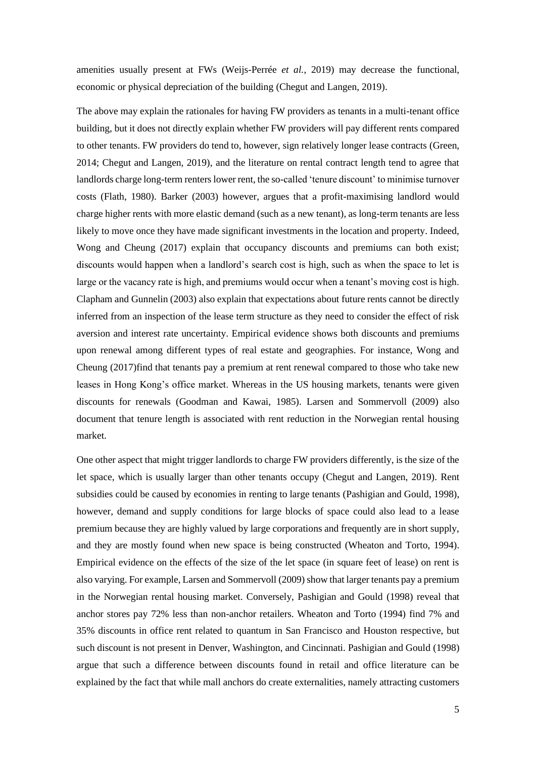amenities usually present at FWs (Weijs-Perrée *et al.*, 2019) may decrease the functional, economic or physical depreciation of the building (Chegut and Langen, 2019).

The above may explain the rationales for having FW providers as tenants in a multi-tenant office building, but it does not directly explain whether FW providers will pay different rents compared to other tenants. FW providers do tend to, however, sign relatively longer lease contracts (Green, 2014; Chegut and Langen, 2019), and the literature on rental contract length tend to agree that landlords charge long-term renters lower rent, the so-called 'tenure discount' to minimise turnover costs (Flath, 1980). Barker (2003) however, argues that a profit-maximising landlord would charge higher rents with more elastic demand (such as a new tenant), as long-term tenants are less likely to move once they have made significant investments in the location and property. Indeed, Wong and Cheung (2017) explain that occupancy discounts and premiums can both exist; discounts would happen when a landlord's search cost is high, such as when the space to let is large or the vacancy rate is high, and premiums would occur when a tenant's moving cost is high. Clapham and Gunnelin (2003) also explain that expectations about future rents cannot be directly inferred from an inspection of the lease term structure as they need to consider the effect of risk aversion and interest rate uncertainty. Empirical evidence shows both discounts and premiums upon renewal among different types of real estate and geographies. For instance, Wong and Cheung (2017)find that tenants pay a premium at rent renewal compared to those who take new leases in Hong Kong's office market. Whereas in the US housing markets, tenants were given discounts for renewals (Goodman and Kawai, 1985). Larsen and Sommervoll (2009) also document that tenure length is associated with rent reduction in the Norwegian rental housing market.

One other aspect that might trigger landlords to charge FW providers differently, is the size of the let space, which is usually larger than other tenants occupy (Chegut and Langen, 2019). Rent subsidies could be caused by economies in renting to large tenants (Pashigian and Gould, 1998), however, demand and supply conditions for large blocks of space could also lead to a lease premium because they are highly valued by large corporations and frequently are in short supply, and they are mostly found when new space is being constructed (Wheaton and Torto, 1994). Empirical evidence on the effects of the size of the let space (in square feet of lease) on rent is also varying. For example, Larsen and Sommervoll (2009) show that larger tenants pay a premium in the Norwegian rental housing market. Conversely, Pashigian and Gould (1998) reveal that anchor stores pay 72% less than non-anchor retailers. Wheaton and Torto (1994) find 7% and 35% discounts in office rent related to quantum in San Francisco and Houston respective, but such discount is not present in Denver, Washington, and Cincinnati. Pashigian and Gould (1998) argue that such a difference between discounts found in retail and office literature can be explained by the fact that while mall anchors do create externalities, namely attracting customers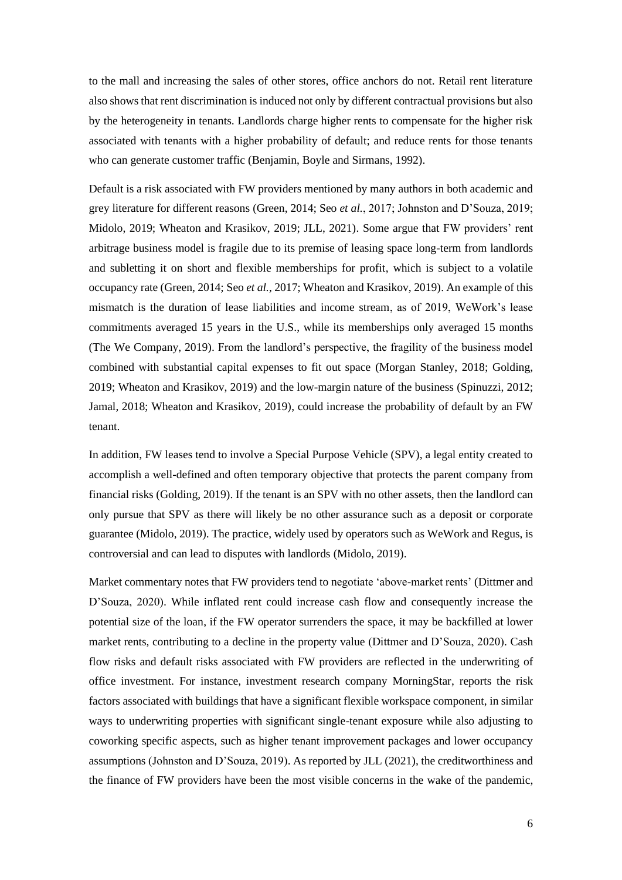to the mall and increasing the sales of other stores, office anchors do not. Retail rent literature also shows that rent discrimination is induced not only by different contractual provisions but also by the heterogeneity in tenants. Landlords charge higher rents to compensate for the higher risk associated with tenants with a higher probability of default; and reduce rents for those tenants who can generate customer traffic (Benjamin, Boyle and Sirmans, 1992).

Default is a risk associated with FW providers mentioned by many authors in both academic and grey literature for different reasons (Green, 2014; Seo *et al.*, 2017; Johnston and D'Souza, 2019; Midolo, 2019; Wheaton and Krasikov, 2019; JLL, 2021). Some argue that FW providers' rent arbitrage business model is fragile due to its premise of leasing space long-term from landlords and subletting it on short and flexible memberships for profit, which is subject to a volatile occupancy rate (Green, 2014; Seo *et al.*, 2017; Wheaton and Krasikov, 2019). An example of this mismatch is the duration of lease liabilities and income stream, as of 2019, WeWork's lease commitments averaged 15 years in the U.S., while its memberships only averaged 15 months (The We Company, 2019). From the landlord's perspective, the fragility of the business model combined with substantial capital expenses to fit out space (Morgan Stanley, 2018; Golding, 2019; Wheaton and Krasikov, 2019) and the low-margin nature of the business (Spinuzzi, 2012; Jamal, 2018; Wheaton and Krasikov, 2019), could increase the probability of default by an FW tenant.

In addition, FW leases tend to involve a Special Purpose Vehicle (SPV), a legal entity created to accomplish a well-defined and often temporary objective that protects the parent company from financial risks (Golding, 2019). If the tenant is an SPV with no other assets, then the landlord can only pursue that SPV as there will likely be no other assurance such as a deposit or corporate guarantee (Midolo, 2019). The practice, widely used by operators such as WeWork and Regus, is controversial and can lead to disputes with landlords (Midolo, 2019).

Market commentary notes that FW providers tend to negotiate 'above-market rents' (Dittmer and D'Souza, 2020). While inflated rent could increase cash flow and consequently increase the potential size of the loan, if the FW operator surrenders the space, it may be backfilled at lower market rents, contributing to a decline in the property value (Dittmer and D'Souza, 2020). Cash flow risks and default risks associated with FW providers are reflected in the underwriting of office investment. For instance, investment research company MorningStar, reports the risk factors associated with buildings that have a significant flexible workspace component, in similar ways to underwriting properties with significant single-tenant exposure while also adjusting to coworking specific aspects, such as higher tenant improvement packages and lower occupancy assumptions (Johnston and D'Souza, 2019). As reported by JLL (2021), the creditworthiness and the finance of FW providers have been the most visible concerns in the wake of the pandemic,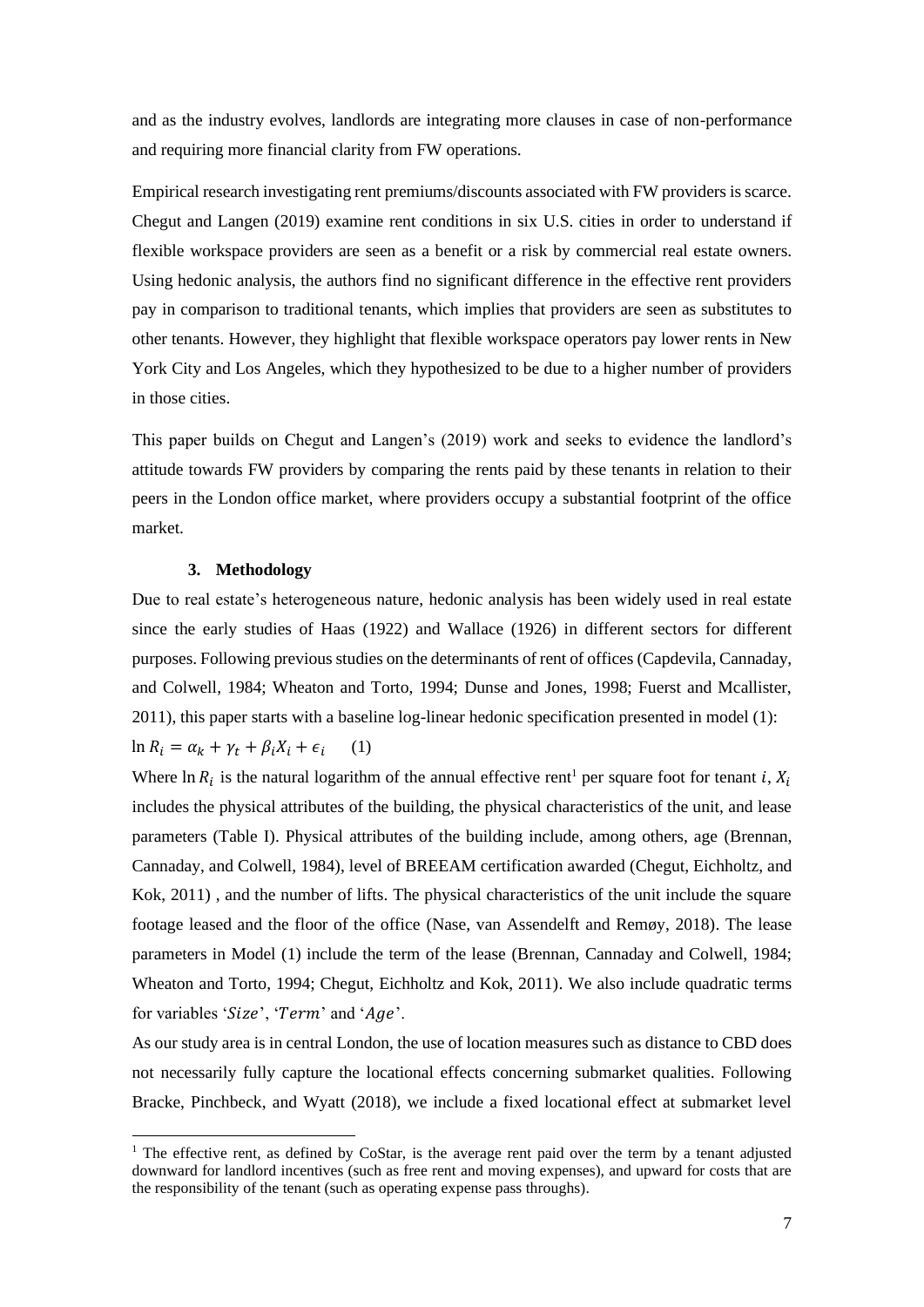and as the industry evolves, landlords are integrating more clauses in case of non-performance and requiring more financial clarity from FW operations.

Empirical research investigating rent premiums/discounts associated with FW providers is scarce. Chegut and Langen (2019) examine rent conditions in six U.S. cities in order to understand if flexible workspace providers are seen as a benefit or a risk by commercial real estate owners. Using hedonic analysis, the authors find no significant difference in the effective rent providers pay in comparison to traditional tenants, which implies that providers are seen as substitutes to other tenants. However, they highlight that flexible workspace operators pay lower rents in New York City and Los Angeles, which they hypothesized to be due to a higher number of providers in those cities.

This paper builds on Chegut and Langen's (2019) work and seeks to evidence the landlord's attitude towards FW providers by comparing the rents paid by these tenants in relation to their peers in the London office market, where providers occupy a substantial footprint of the office market.

## 3. Methodology

Due to real estate's heterogeneous nature, hedonic analysis has been widely used in real estate since the early studies of Haas (1922) and Wallace (1926) in different sectors for different purposes. Following previous studies on the determinants of rent of offices (Capdevila, Cannaday, and Colwell, 1984; Wheaton and Torto, 1994; Dunse and Jones, 1998; Fuerst and Mcallister, 2011), this paper starts with a baseline log-linear hedonic specification presented in model (1):

$$\ln R_i = \alpha_k + \gamma_t + \beta_i X_i + \epsilon_i \qquad (1)$$

Where $\ln R_i$ is the natural logarithm of the annual effective rent[1] per square foot for tenant $i$, $X_i$ includes the physical attributes of the building, the physical characteristics of the unit, and lease parameters (Table I). Physical attributes of the building include, among others, age (Brennan, Cannaday, and Colwell, 1984), level of BREEAM certification awarded (Chegut, Eichholtz, and Kok, 2011) , and the number of lifts. The physical characteristics of the unit include the square footage leased and the floor of the office (Nase, van Assendelft and Remøy, 2018). The lease parameters in Model (1) include the term of the lease (Brennan, Cannaday and Colwell, 1984; Wheaton and Torto, 1994; Chegut, Eichholtz and Kok, 2011). We also include quadratic terms for variables '$Size$', '$Term$' and '$Age$'.

As our study area is in central London, the use of location measures such as distance to CBD does not necessarily fully capture the locational effects concerning submarket qualities. Following Bracke, Pinchbeck, and Wyatt (2018), we include a fixed locational effect at submarket level

[1] The effective rent, as defined by CoStar, is the average rent paid over the term by a tenant adjusted downward for landlord incentives (such as free rent and moving expenses), and upward for costs that are the responsibility of the tenant (such as operating expense pass throughs).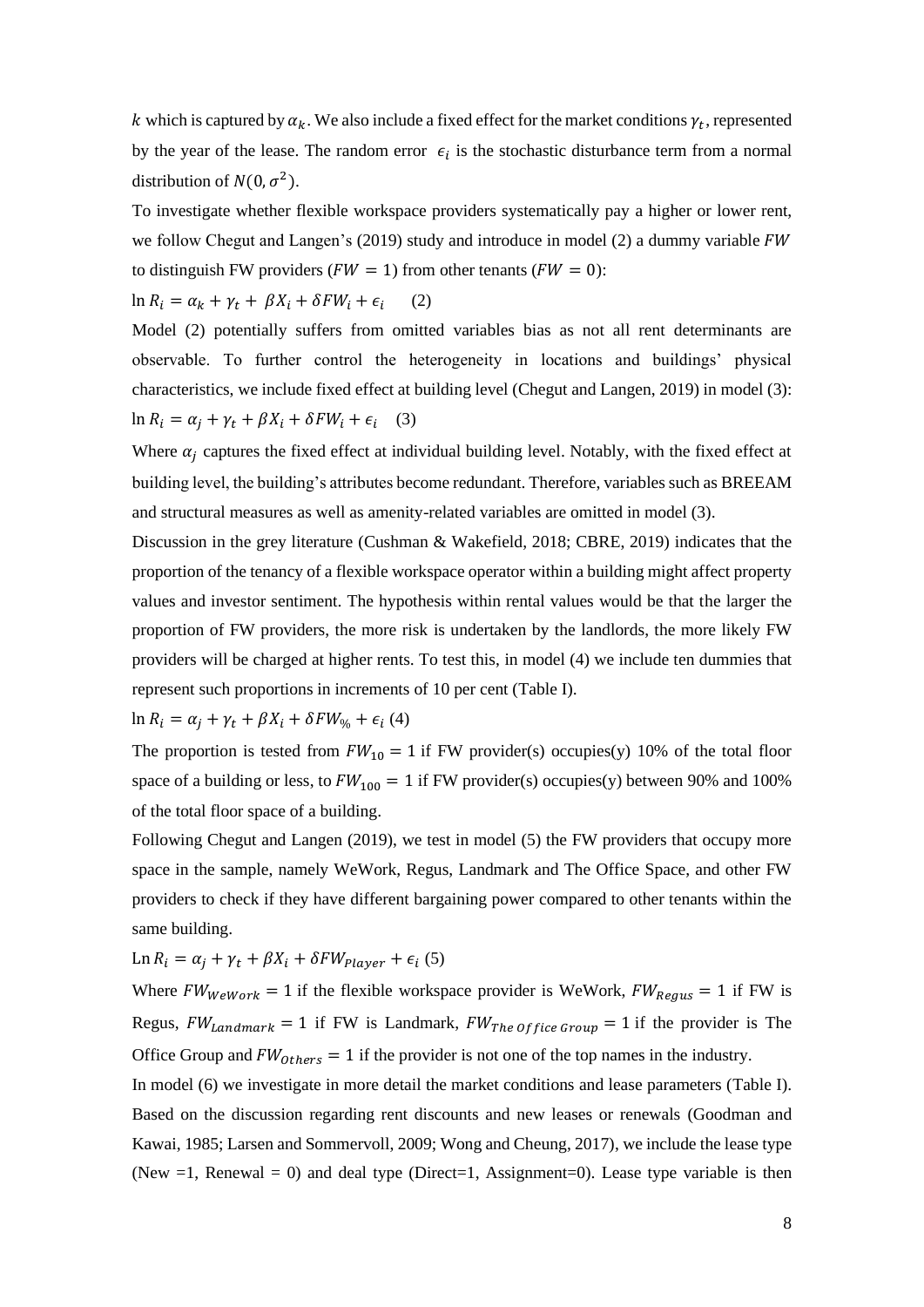$k$ which is captured by $\alpha_k$. We also include a fixed effect for the market conditions $\gamma_t$, represented by the year of the lease. The random error $\epsilon_i$ is the stochastic disturbance term from a normal distribution of $N(0, \sigma^2)$.

To investigate whether flexible workspace providers systematically pay a higher or lower rent, we follow Chegut and Langen's (2019) study and introduce in model (2) a dummy variable $FW$ to distinguish FW providers ($FW = 1$) from other tenants ($FW = 0$):

$$\ln R_i = \alpha_k + \gamma_t + \beta X_i + \delta FW_i + \epsilon_i \qquad (2)$$

Model (2) potentially suffers from omitted variables bias as not all rent determinants are observable. To further control the heterogeneity in locations and buildings' physical characteristics, we include fixed effect at building level (Chegut and Langen, 2019) in model (3):

$$\ln R_i = \alpha_j + \gamma_t + \beta X_i + \delta FW_i + \epsilon_i \qquad (3)$$

Where $\alpha_j$ captures the fixed effect at individual building level. Notably, with the fixed effect at building level, the building's attributes become redundant. Therefore, variables such as BREEAM and structural measures as well as amenity-related variables are omitted in model (3).

Discussion in the grey literature (Cushman & Wakefield, 2018; CBRE, 2019) indicates that the proportion of the tenancy of a flexible workspace operator within a building might affect property values and investor sentiment. The hypothesis within rental values would be that the larger the proportion of FW providers, the more risk is undertaken by the landlords, the more likely FW providers will be charged at higher rents. To test this, in model (4) we include ten dummies that represent such proportions in increments of 10 per cent (Table I).

$$\ln R_i = \alpha_j + \gamma_t + \beta X_i + \delta FW_{\%} + \epsilon_i \quad (4)$$

The proportion is tested from $FW_{10} = 1$ if FW provider(s) occupies(y) 10% of the total floor space of a building or less, to $FW_{100} = 1$ if FW provider(s) occupies(y) between 90% and 100% of the total floor space of a building.

Following Chegut and Langen (2019), we test in model (5) the FW providers that occupy more space in the sample, namely WeWork, Regus, Landmark and The Office Space, and other FW providers to check if they have different bargaining power compared to other tenants within the same building.

$$\text{Ln}\, R_i = \alpha_j + \gamma_t + \beta X_i + \delta FW_{Player} + \epsilon_i \quad (5)$$

Where $FW_{WeWork} = 1$ if the flexible workspace provider is WeWork, $FW_{Regus} = 1$ if FW is Regus, $FW_{Landmark} = 1$ if FW is Landmark, $FW_{The\ Office\ Group} = 1$ if the provider is The Office Group and $FW_{Others} = 1$ if the provider is not one of the top names in the industry.

In model (6) we investigate in more detail the market conditions and lease parameters (Table I). Based on the discussion regarding rent discounts and new leases or renewals (Goodman and Kawai, 1985; Larsen and Sommervoll, 2009; Wong and Cheung, 2017), we include the lease type (New =1, Renewal = 0) and deal type (Direct=1, Assignment=0). Lease type variable is then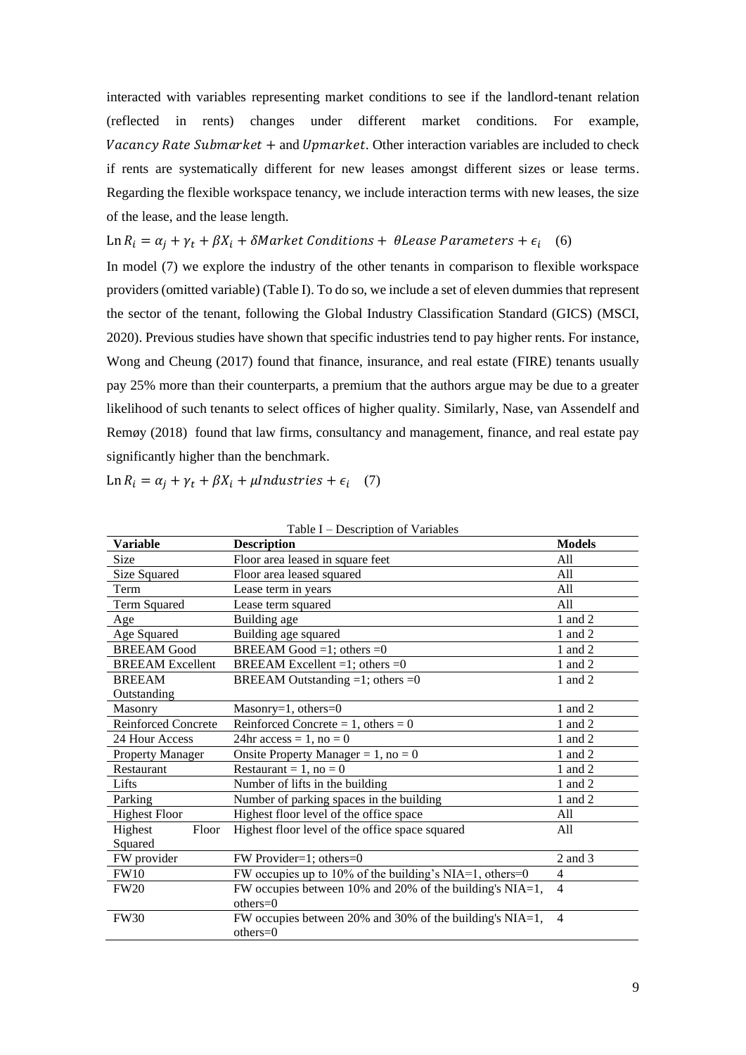interacted with variables representing market conditions to see if the landlord-tenant relation (reflected in rents) changes under different market conditions. For example, $Vacancy\ Rate\ Submarket +$ and $Upmarket$. Other interaction variables are included to check if rents are systematically different for new leases amongst different sizes or lease terms. Regarding the flexible workspace tenancy, we include interaction terms with new leases, the size of the lease, and the lease length.

$$\operatorname{Ln} R_i = \alpha_j + \gamma_t + \beta X_i + \delta Market\ Conditions + \theta Lease\ Parameters + \epsilon_i \quad (6)$$

In model (7) we explore the industry of the other tenants in comparison to flexible workspace providers (omitted variable) (Table I). To do so, we include a set of eleven dummies that represent the sector of the tenant, following the Global Industry Classification Standard (GICS) (MSCI, 2020). Previous studies have shown that specific industries tend to pay higher rents. For instance, Wong and Cheung (2017) found that finance, insurance, and real estate (FIRE) tenants usually pay 25% more than their counterparts, a premium that the authors argue may be due to a greater likelihood of such tenants to select offices of higher quality. Similarly, Nase, van Assendelf and Remøy (2018) found that law firms, consultancy and management, finance, and real estate pay significantly higher than the benchmark.

$$\operatorname{Ln} R_i = \alpha_j + \gamma_t + \beta X_i + \mu Industries + \epsilon_i \quad (7)$$

Table I – Description of Variables

| Variable | Description | Models |
|---|---|---|
| Size | Floor area leased in square feet | All |
| Size Squared | Floor area leased squared | All |
| Term | Lease term in years | All |
| Term Squared | Lease term squared | All |
| Age | Building age | 1 and 2 |
| Age Squared | Building age squared | 1 and 2 |
| BREEAM Good | BREEAM Good =1; others =0 | 1 and 2 |
| BREEAM Excellent | BREEAM Excellent =1; others =0 | 1 and 2 |
| BREEAM Outstanding | BREEAM Outstanding =1; others =0 | 1 and 2 |
| Masonry | Masonry=1, others=0 | 1 and 2 |
| Reinforced Concrete | Reinforced Concrete = 1, others = 0 | 1 and 2 |
| 24 Hour Access | 24hr access = 1, no = 0 | 1 and 2 |
| Property Manager | Onsite Property Manager = 1, no = 0 | 1 and 2 |
| Restaurant | Restaurant = 1, no = 0 | 1 and 2 |
| Lifts | Number of lifts in the building | 1 and 2 |
| Parking | Number of parking spaces in the building | 1 and 2 |
| Highest Floor | Highest floor level of the office space | All |
| Highest Floor Squared | Highest floor level of the office space squared | All |
| FW provider | FW Provider=1; others=0 | 2 and 3 |
| FW10 | FW occupies up to 10% of the building's NIA=1, others=0 | 4 |
| FW20 | FW occupies between 10% and 20% of the building's NIA=1, others=0 | 4 |
| FW30 | FW occupies between 20% and 30% of the building's NIA=1, others=0 | 4 |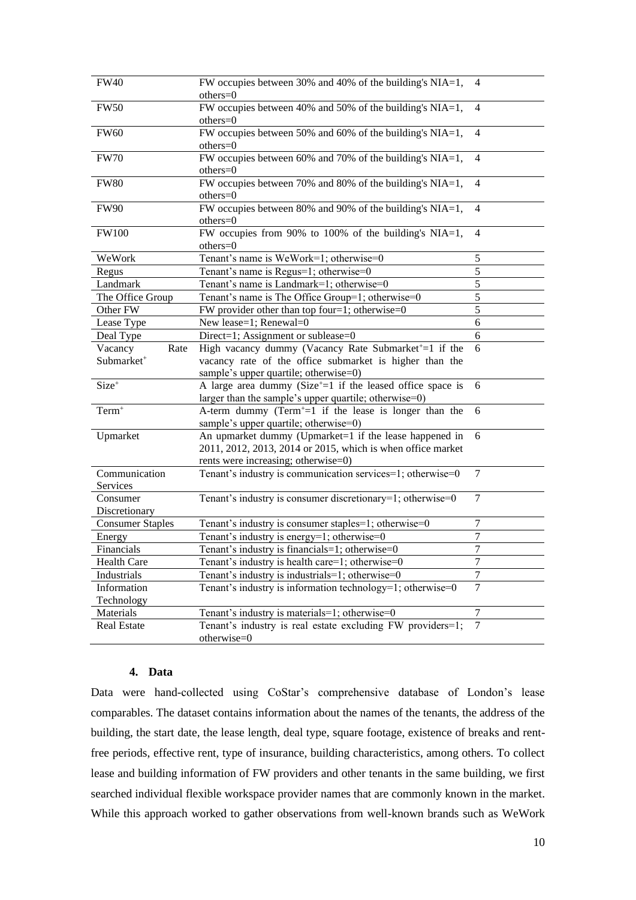| | | |
|---|---|---|
| FW40 | FW occupies between 30% and 40% of the building's NIA=1, others=0 | 4 |
| FW50 | FW occupies between 40% and 50% of the building's NIA=1, others=0 | 4 |
| FW60 | FW occupies between 50% and 60% of the building's NIA=1, others=0 | 4 |
| FW70 | FW occupies between 60% and 70% of the building's NIA=1, others=0 | 4 |
| FW80 | FW occupies between 70% and 80% of the building's NIA=1, others=0 | 4 |
| FW90 | FW occupies between 80% and 90% of the building's NIA=1, others=0 | 4 |
| FW100 | FW occupies from 90% to 100% of the building's NIA=1, others=0 | 4 |
| WeWork | Tenant's name is WeWork=1; otherwise=0 | 5 |
| Regus | Tenant's name is Regus=1; otherwise=0 | 5 |
| Landmark | Tenant's name is Landmark=1; otherwise=0 | 5 |
| The Office Group | Tenant's name is The Office Group=1; otherwise=0 | 5 |
| Other FW | FW provider other than top four=1; otherwise=0 | 5 |
| Lease Type | New lease=1; Renewal=0 | 6 |
| Deal Type | Direct=1; Assignment or sublease=0 | 6 |
| Vacancy Rate Submarket$^{+}$ | High vacancy dummy (Vacancy Rate Submarket$^{+}$=1 if the vacancy rate of the office submarket is higher than the sample's upper quartile; otherwise=0) | 6 |
| Size$^{+}$ | A large area dummy (Size$^{+}$=1 if the leased office space is larger than the sample's upper quartile; otherwise=0) | 6 |
| Term$^{+}$ | A-term dummy (Term$^{+}$=1 if the lease is longer than the sample's upper quartile; otherwise=0) | 6 |
| Upmarket | An upmarket dummy (Upmarket=1 if the lease happened in 2011, 2012, 2013, 2014 or 2015, which is when office market rents were increasing; otherwise=0) | 6 |
| Communication Services | Tenant's industry is communication services=1; otherwise=0 | 7 |
| Consumer Discretionary | Tenant's industry is consumer discretionary=1; otherwise=0 | 7 |
| Consumer Staples | Tenant's industry is consumer staples=1; otherwise=0 | 7 |
| Energy | Tenant's industry is energy=1; otherwise=0 | 7 |
| Financials | Tenant's industry is financials=1; otherwise=0 | 7 |
| Health Care | Tenant's industry is health care=1; otherwise=0 | 7 |
| Industrials | Tenant's industry is industrials=1; otherwise=0 | 7 |
| Information Technology | Tenant's industry is information technology=1; otherwise=0 | 7 |
| Materials | Tenant's industry is materials=1; otherwise=0 | 7 |
| Real Estate | Tenant's industry is real estate excluding FW providers=1; otherwise=0 | 7 |

## 4. Data

Data were hand-collected using CoStar's comprehensive database of London's lease comparables. The dataset contains information about the names of the tenants, the address of the building, the start date, the lease length, deal type, square footage, existence of breaks and rent-free periods, effective rent, type of insurance, building characteristics, among others. To collect lease and building information of FW providers and other tenants in the same building, we first searched individual flexible workspace provider names that are commonly known in the market. While this approach worked to gather observations from well-known brands such as WeWork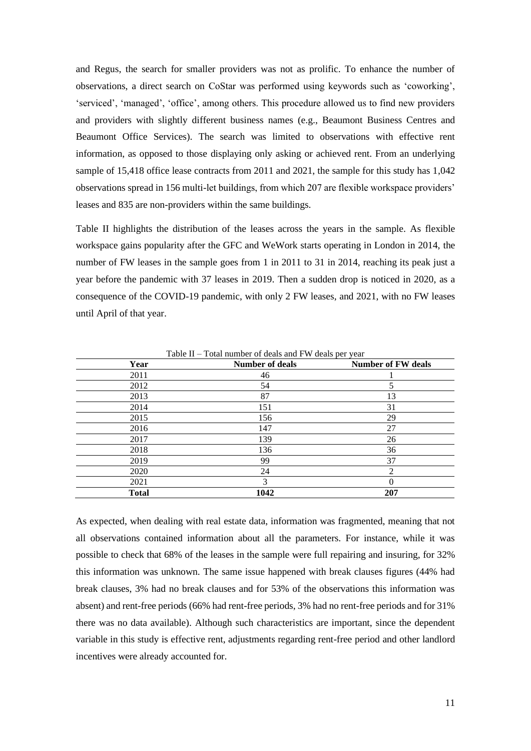and Regus, the search for smaller providers was not as prolific. To enhance the number of observations, a direct search on CoStar was performed using keywords such as 'coworking', 'serviced', 'managed', 'office', among others. This procedure allowed us to find new providers and providers with slightly different business names (e.g., Beaumont Business Centres and Beaumont Office Services). The search was limited to observations with effective rent information, as opposed to those displaying only asking or achieved rent. From an underlying sample of 15,418 office lease contracts from 2011 and 2021, the sample for this study has 1,042 observations spread in 156 multi-let buildings, from which 207 are flexible workspace providers' leases and 835 are non-providers within the same buildings.

Table II highlights the distribution of the leases across the years in the sample. As flexible workspace gains popularity after the GFC and WeWork starts operating in London in 2014, the number of FW leases in the sample goes from 1 in 2011 to 31 in 2014, reaching its peak just a year before the pandemic with 37 leases in 2019. Then a sudden drop is noticed in 2020, as a consequence of the COVID-19 pandemic, with only 2 FW leases, and 2021, with no FW leases until April of that year.

Table II – Total number of deals and FW deals per year

| Year | Number of deals | Number of FW deals |
|---|---|---|
| 2011 | 46 | 1 |
| 2012 | 54 | 5 |
| 2013 | 87 | 13 |
| 2014 | 151 | 31 |
| 2015 | 156 | 29 |
| 2016 | 147 | 27 |
| 2017 | 139 | 26 |
| 2018 | 136 | 36 |
| 2019 | 99 | 37 |
| 2020 | 24 | 2 |
| 2021 | 3 | 0 |
| **Total** | **1042** | **207** |

As expected, when dealing with real estate data, information was fragmented, meaning that not all observations contained information about all the parameters. For instance, while it was possible to check that 68% of the leases in the sample were full repairing and insuring, for 32% this information was unknown. The same issue happened with break clauses figures (44% had break clauses, 3% had no break clauses and for 53% of the observations this information was absent) and rent-free periods (66% had rent-free periods, 3% had no rent-free periods and for 31% there was no data available). Although such characteristics are important, since the dependent variable in this study is effective rent, adjustments regarding rent-free period and other landlord incentives were already accounted for.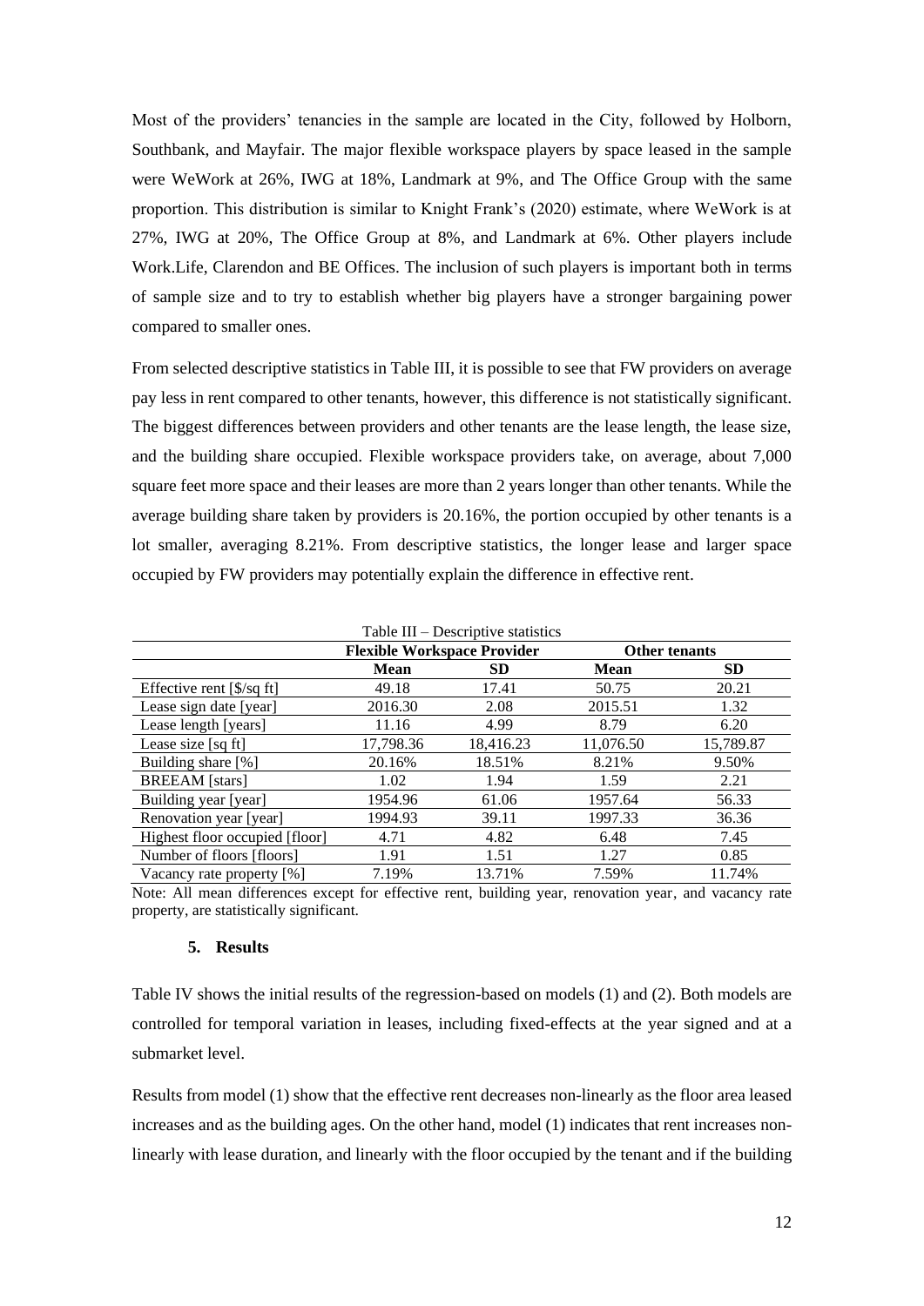Most of the providers' tenancies in the sample are located in the City, followed by Holborn, Southbank, and Mayfair. The major flexible workspace players by space leased in the sample were WeWork at 26%, IWG at 18%, Landmark at 9%, and The Office Group with the same proportion. This distribution is similar to Knight Frank's (2020) estimate, where WeWork is at 27%, IWG at 20%, The Office Group at 8%, and Landmark at 6%. Other players include Work.Life, Clarendon and BE Offices. The inclusion of such players is important both in terms of sample size and to try to establish whether big players have a stronger bargaining power compared to smaller ones.

From selected descriptive statistics in Table III, it is possible to see that FW providers on average pay less in rent compared to other tenants, however, this difference is not statistically significant. The biggest differences between providers and other tenants are the lease length, the lease size, and the building share occupied. Flexible workspace providers take, on average, about 7,000 square feet more space and their leases are more than 2 years longer than other tenants. While the average building share taken by providers is 20.16%, the portion occupied by other tenants is a lot smaller, averaging 8.21%. From descriptive statistics, the longer lease and larger space occupied by FW providers may potentially explain the difference in effective rent.

Table III – Descriptive statistics

| | Flexible Workspace Provider | | Other tenants | |
|---|---|---|---|---|
| | **Mean** | **SD** | **Mean** | **SD** |
| Effective rent [$/sq ft] | 49.18 | 17.41 | 50.75 | 20.21 |
| Lease sign date [year] | 2016.30 | 2.08 | 2015.51 | 1.32 |
| Lease length [years] | 11.16 | 4.99 | 8.79 | 6.20 |
| Lease size [sq ft] | 17,798.36 | 18,416.23 | 11,076.50 | 15,789.87 |
| Building share [%] | 20.16% | 18.51% | 8.21% | 9.50% |
| BREEAM [stars] | 1.02 | 1.94 | 1.59 | 2.21 |
| Building year [year] | 1954.96 | 61.06 | 1957.64 | 56.33 |
| Renovation year [year] | 1994.93 | 39.11 | 1997.33 | 36.36 |
| Highest floor occupied [floor] | 4.71 | 4.82 | 6.48 | 7.45 |
| Number of floors [floors] | 1.91 | 1.51 | 1.27 | 0.85 |
| Vacancy rate property [%] | 7.19% | 13.71% | 7.59% | 11.74% |

Note: All mean differences except for effective rent, building year, renovation year, and vacancy rate property, are statistically significant.

## 5. Results

Table IV shows the initial results of the regression-based on models (1) and (2). Both models are controlled for temporal variation in leases, including fixed-effects at the year signed and at a submarket level.

Results from model (1) show that the effective rent decreases non-linearly as the floor area leased increases and as the building ages. On the other hand, model (1) indicates that rent increases non-linearly with lease duration, and linearly with the floor occupied by the tenant and if the building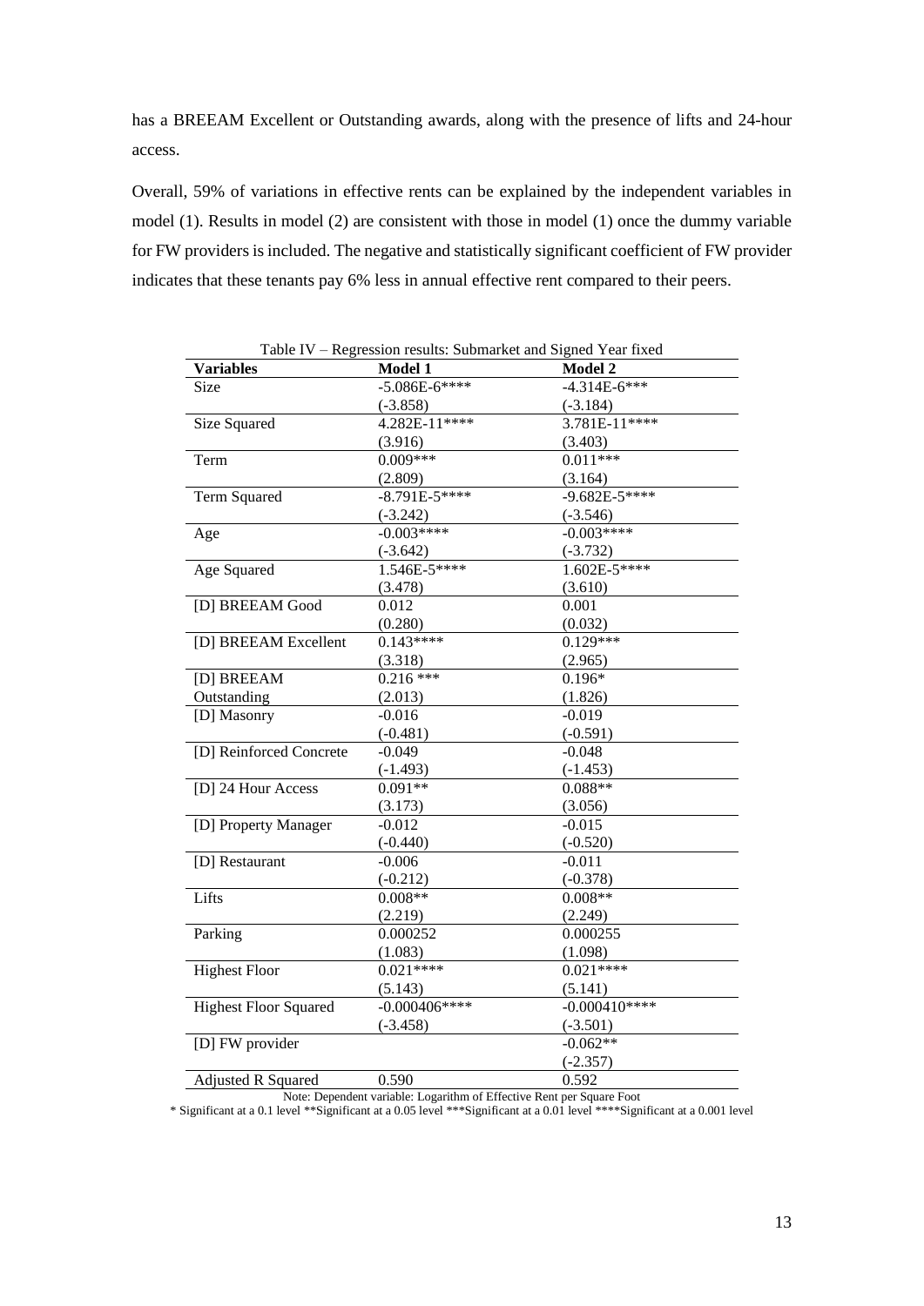has a BREEAM Excellent or Outstanding awards, along with the presence of lifts and 24-hour access.

Overall, 59% of variations in effective rents can be explained by the independent variables in model (1). Results in model (2) are consistent with those in model (1) once the dummy variable for FW providers is included. The negative and statistically significant coefficient of FW provider indicates that these tenants pay 6% less in annual effective rent compared to their peers.

Table IV – Regression results: Submarket and Signed Year fixed

| Variables | Model 1 | Model 2 |
|---|---|---|
| Size | -5.086E-6**** | -4.314E-6*** |
| | (-3.858) | (-3.184) |
| Size Squared | 4.282E-11**** | 3.781E-11**** |
| | (3.916) | (3.403) |
| Term | 0.009*** | 0.011*** |
| | (2.809) | (3.164) |
| Term Squared | -8.791E-5**** | -9.682E-5**** |
| | (-3.242) | (-3.546) |
| Age | -0.003**** | -0.003**** |
| | (-3.642) | (-3.732) |
| Age Squared | 1.546E-5**** | 1.602E-5**** |
| | (3.478) | (3.610) |
| [D] BREEAM Good | 0.012 | 0.001 |
| | (0.280) | (0.032) |
| [D] BREEAM Excellent | 0.143**** | 0.129*** |
| | (3.318) | (2.965) |
| [D] BREEAM Outstanding | 0.216 *** | 0.196* |
| | (2.013) | (1.826) |
| [D] Masonry | -0.016 | -0.019 |
| | (-0.481) | (-0.591) |
| [D] Reinforced Concrete | -0.049 | -0.048 |
| | (-1.493) | (-1.453) |
| [D] 24 Hour Access | 0.091** | 0.088** |
| | (3.173) | (3.056) |
| [D] Property Manager | -0.012 | -0.015 |
| | (-0.440) | (-0.520) |
| [D] Restaurant | -0.006 | -0.011 |
| | (-0.212) | (-0.378) |
| Lifts | 0.008** | 0.008** |
| | (2.219) | (2.249) |
| Parking | 0.000252 | 0.000255 |
| | (1.083) | (1.098) |
| Highest Floor | 0.021**** | 0.021**** |
| | (5.143) | (5.141) |
| Highest Floor Squared | -0.000406**** | -0.000410**** |
| | (-3.458) | (-3.501) |
| [D] FW provider | | -0.062** |
| | | (-2.357) |
| Adjusted R Squared | 0.590 | 0.592 |

Note: Dependent variable: Logarithm of Effective Rent per Square Foot

* Significant at a 0.1 level **Significant at a 0.05 level ***Significant at a 0.01 level ****Significant at a 0.001 level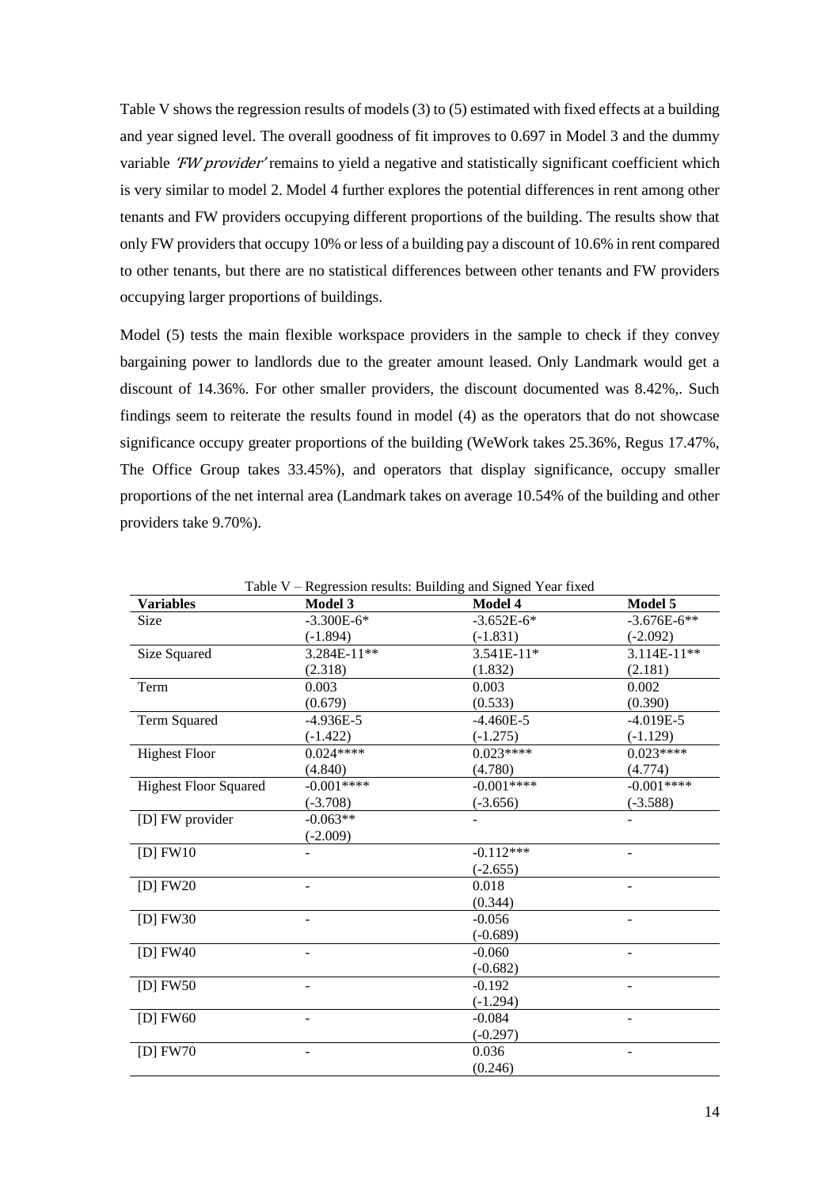Table V shows the regression results of models (3) to (5) estimated with fixed effects at a building and year signed level. The overall goodness of fit improves to 0.697 in Model 3 and the dummy variable *'FW provider'* remains to yield a negative and statistically significant coefficient which is very similar to model 2. Model 4 further explores the potential differences in rent among other tenants and FW providers occupying different proportions of the building. The results show that only FW providers that occupy 10% or less of a building pay a discount of 10.6% in rent compared to other tenants, but there are no statistical differences between other tenants and FW providers occupying larger proportions of buildings.

Model (5) tests the main flexible workspace providers in the sample to check if they convey bargaining power to landlords due to the greater amount leased. Only Landmark would get a discount of 14.36%. For other smaller providers, the discount documented was 8.42%,. Such findings seem to reiterate the results found in model (4) as the operators that do not showcase significance occupy greater proportions of the building (WeWork takes 25.36%, Regus 17.47%, The Office Group takes 33.45%), and operators that display significance, occupy smaller proportions of the net internal area (Landmark takes on average 10.54% of the building and other providers take 9.70%).

Table V – Regression results: Building and Signed Year fixed

| Variables | Model 3 | Model 4 | Model 5 |
|---|---|---|---|
| Size | -3.300E-6* | -3.652E-6* | -3.676E-6** |
| | (-1.894) | (-1.831) | (-2.092) |
| Size Squared | 3.284E-11** | 3.541E-11* | 3.114E-11** |
| | (2.318) | (1.832) | (2.181) |
| Term | 0.003 | 0.003 | 0.002 |
| | (0.679) | (0.533) | (0.390) |
| Term Squared | -4.936E-5 | -4.460E-5 | -4.019E-5 |
| | (-1.422) | (-1.275) | (-1.129) |
| Highest Floor | 0.024**** | 0.023**** | 0.023**** |
| | (4.840) | (4.780) | (4.774) |
| Highest Floor Squared | -0.001**** | -0.001**** | -0.001**** |
| | (-3.708) | (-3.656) | (-3.588) |
| [D] FW provider | -0.063** | - | - |
| | (-2.009) | | |
| [D] FW10 | - | -0.112*** | - |
| | | (-2.655) | |
| [D] FW20 | - | 0.018 | - |
| | | (0.344) | |
| [D] FW30 | - | -0.056 | - |
| | | (-0.689) | |
| [D] FW40 | - | -0.060 | - |
| | | (-0.682) | |
| [D] FW50 | - | -0.192 | - |
| | | (-1.294) | |
| [D] FW60 | - | -0.084 | - |
| | | (-0.297) | |
| [D] FW70 | - | 0.036 | - |
| | | (0.246) | |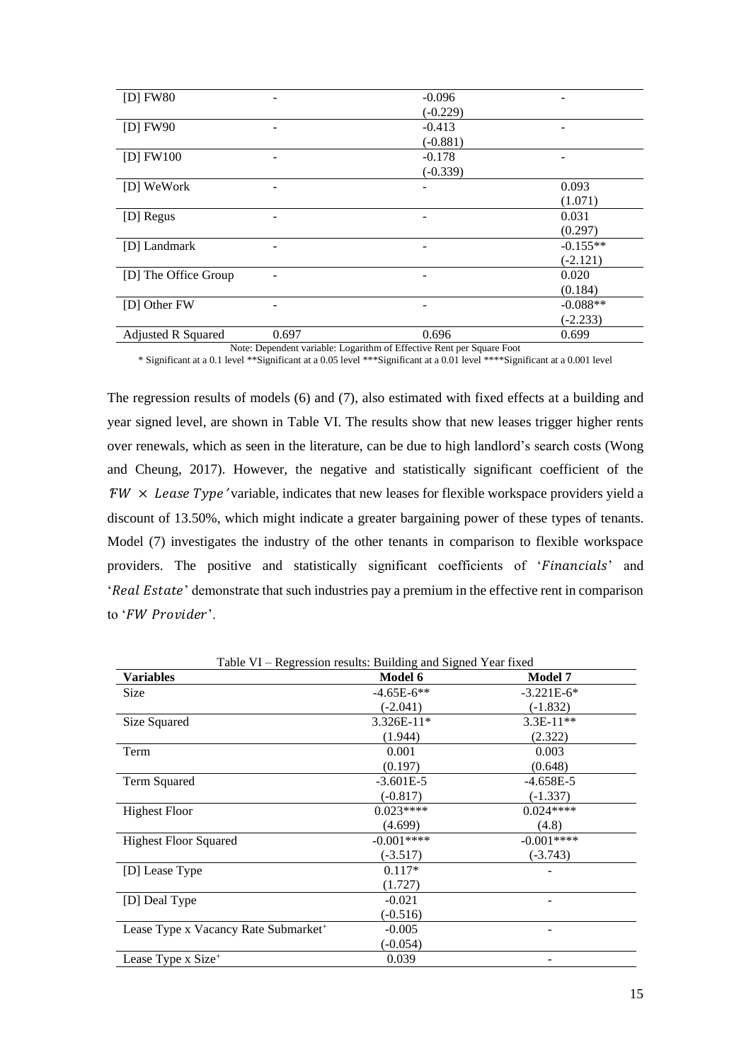| [D] FW80 | - | -0.096 | - |
|---|---|---|---|
| | | (-0.229) | |
| [D] FW90 | - | -0.413 | - |
| | | (-0.881) | |
| [D] FW100 | - | -0.178 | - |
| | | (-0.339) | |
| [D] WeWork | - | - | 0.093 |
| | | | (1.071) |
| [D] Regus | - | - | 0.031 |
| | | | (0.297) |
| [D] Landmark | - | - | -0.155** |
| | | | (-2.121) |
| [D] The Office Group | - | - | 0.020 |
| | | | (0.184) |
| [D] Other FW | - | - | -0.088** |
| | | | (-2.233) |
| Adjusted R Squared | 0.697 | 0.696 | 0.699 |

Note: Dependent variable: Logarithm of Effective Rent per Square Foot

* Significant at a 0.1 level **Significant at a 0.05 level ***Significant at a 0.01 level ****Significant at a 0.001 level

The regression results of models (6) and (7), also estimated with fixed effects at a building and year signed level, are shown in Table VI. The results show that new leases trigger higher rents over renewals, which as seen in the literature, can be due to high landlord's search costs (Wong and Cheung, 2017). However, the negative and statistically significant coefficient of the $FW \times Lease\ Type$' variable, indicates that new leases for flexible workspace providers yield a discount of 13.50%, which might indicate a greater bargaining power of these types of tenants. Model (7) investigates the industry of the other tenants in comparison to flexible workspace providers. The positive and statistically significant coefficients of '$Financials$' and '$Real\ Estate$' demonstrate that such industries pay a premium in the effective rent in comparison to '$FW\ Provider$'.

Table VI – Regression results: Building and Signed Year fixed

| Variables | Model 6 | Model 7 |
|---|---|---|
| Size | -4.65E-6** | -3.221E-6* |
| | (-2.041) | (-1.832) |
| Size Squared | 3.326E-11* | 3.3E-11** |
| | (1.944) | (2.322) |
| Term | 0.001 | 0.003 |
| | (0.197) | (0.648) |
| Term Squared | -3.601E-5 | -4.658E-5 |
| | (-0.817) | (-1.337) |
| Highest Floor | 0.023**** | 0.024**** |
| | (4.699) | (4.8) |
| Highest Floor Squared | -0.001**** | -0.001**** |
| | (-3.517) | (-3.743) |
| [D] Lease Type | 0.117* | - |
| | (1.727) | |
| [D] Deal Type | -0.021 | - |
| | (-0.516) | |
| Lease Type x Vacancy Rate Submarket[+] | -0.005 | - |
| | (-0.054) | |
| Lease Type x Size[+] | 0.039 | - |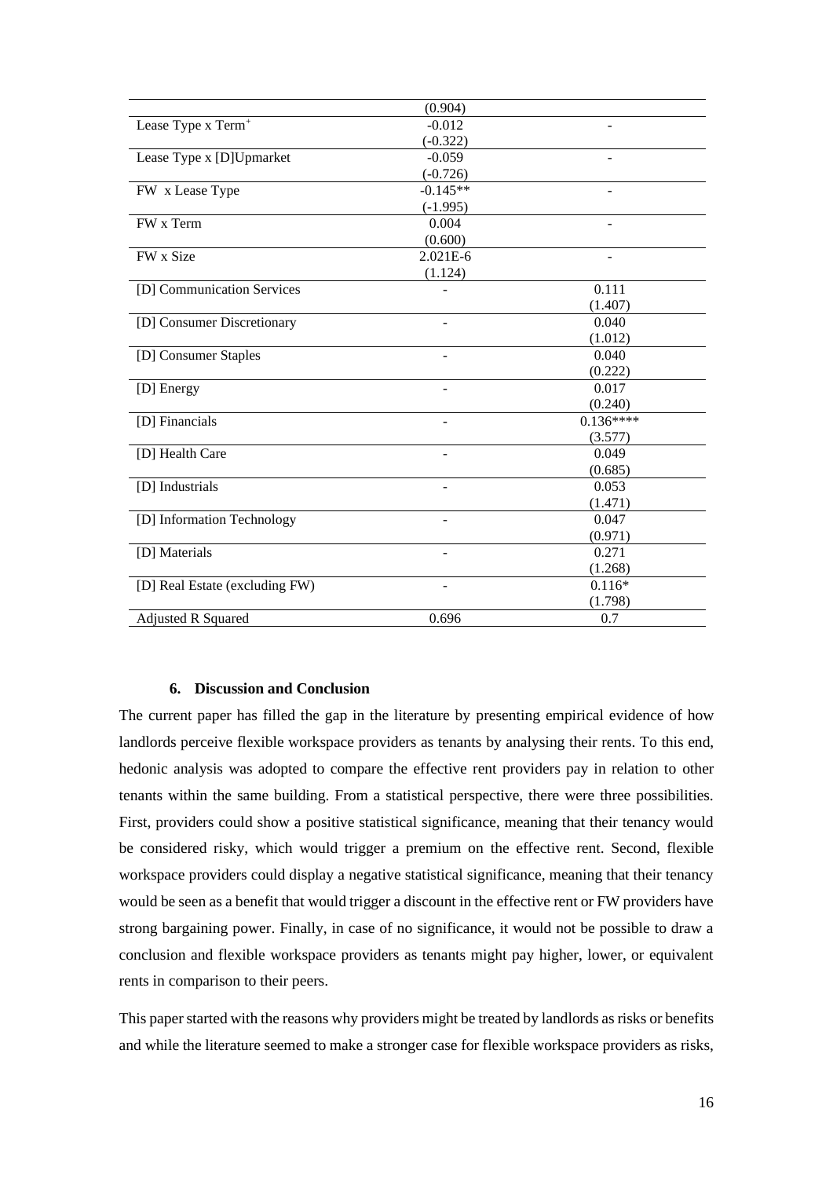| | (0.904) | |
|---|---|---|
| Lease Type x Term+ | -0.012 | - |
| | (-0.322) | |
| Lease Type x [D]Upmarket | -0.059 | - |
| | (-0.726) | |
| FW x Lease Type | -0.145** | - |
| | (-1.995) | |
| FW x Term | 0.004 | - |
| | (0.600) | |
| FW x Size | 2.021E-6 | - |
| | (1.124) | |
| [D] Communication Services | - | 0.111 |
| | | (1.407) |
| [D] Consumer Discretionary | - | 0.040 |
| | | (1.012) |
| [D] Consumer Staples | - | 0.040 |
| | | (0.222) |
| [D] Energy | - | 0.017 |
| | | (0.240) |
| [D] Financials | - | 0.136**** |
| | | (3.577) |
| [D] Health Care | - | 0.049 |
| | | (0.685) |
| [D] Industrials | - | 0.053 |
| | | (1.471) |
| [D] Information Technology | - | 0.047 |
| | | (0.971) |
| [D] Materials | - | 0.271 |
| | | (1.268) |
| [D] Real Estate (excluding FW) | - | 0.116* |
| | | (1.798) |
| Adjusted R Squared | 0.696 | 0.7 |

### 6. Discussion and Conclusion

The current paper has filled the gap in the literature by presenting empirical evidence of how landlords perceive flexible workspace providers as tenants by analysing their rents. To this end, hedonic analysis was adopted to compare the effective rent providers pay in relation to other tenants within the same building. From a statistical perspective, there were three possibilities. First, providers could show a positive statistical significance, meaning that their tenancy would be considered risky, which would trigger a premium on the effective rent. Second, flexible workspace providers could display a negative statistical significance, meaning that their tenancy would be seen as a benefit that would trigger a discount in the effective rent or FW providers have strong bargaining power. Finally, in case of no significance, it would not be possible to draw a conclusion and flexible workspace providers as tenants might pay higher, lower, or equivalent rents in comparison to their peers.

This paper started with the reasons why providers might be treated by landlords as risks or benefits and while the literature seemed to make a stronger case for flexible workspace providers as risks,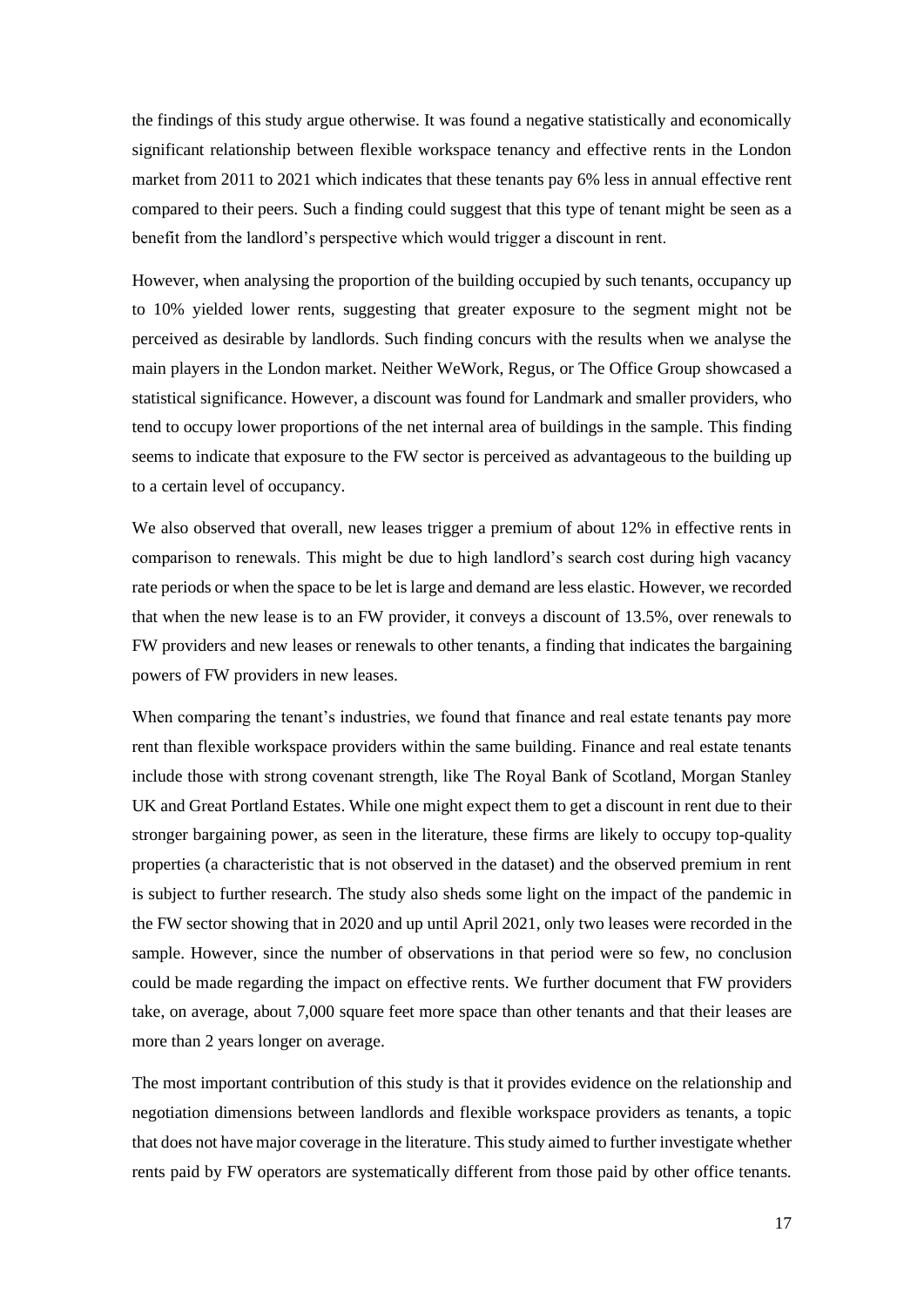the findings of this study argue otherwise. It was found a negative statistically and economically significant relationship between flexible workspace tenancy and effective rents in the London market from 2011 to 2021 which indicates that these tenants pay 6% less in annual effective rent compared to their peers. Such a finding could suggest that this type of tenant might be seen as a benefit from the landlord's perspective which would trigger a discount in rent.

However, when analysing the proportion of the building occupied by such tenants, occupancy up to 10% yielded lower rents, suggesting that greater exposure to the segment might not be perceived as desirable by landlords. Such finding concurs with the results when we analyse the main players in the London market. Neither WeWork, Regus, or The Office Group showcased a statistical significance. However, a discount was found for Landmark and smaller providers, who tend to occupy lower proportions of the net internal area of buildings in the sample. This finding seems to indicate that exposure to the FW sector is perceived as advantageous to the building up to a certain level of occupancy.

We also observed that overall, new leases trigger a premium of about 12% in effective rents in comparison to renewals. This might be due to high landlord's search cost during high vacancy rate periods or when the space to be let is large and demand are less elastic. However, we recorded that when the new lease is to an FW provider, it conveys a discount of 13.5%, over renewals to FW providers and new leases or renewals to other tenants, a finding that indicates the bargaining powers of FW providers in new leases.

When comparing the tenant's industries, we found that finance and real estate tenants pay more rent than flexible workspace providers within the same building. Finance and real estate tenants include those with strong covenant strength, like The Royal Bank of Scotland, Morgan Stanley UK and Great Portland Estates. While one might expect them to get a discount in rent due to their stronger bargaining power, as seen in the literature, these firms are likely to occupy top-quality properties (a characteristic that is not observed in the dataset) and the observed premium in rent is subject to further research. The study also sheds some light on the impact of the pandemic in the FW sector showing that in 2020 and up until April 2021, only two leases were recorded in the sample. However, since the number of observations in that period were so few, no conclusion could be made regarding the impact on effective rents. We further document that FW providers take, on average, about 7,000 square feet more space than other tenants and that their leases are more than 2 years longer on average.

The most important contribution of this study is that it provides evidence on the relationship and negotiation dimensions between landlords and flexible workspace providers as tenants, a topic that does not have major coverage in the literature. This study aimed to further investigate whether rents paid by FW operators are systematically different from those paid by other office tenants.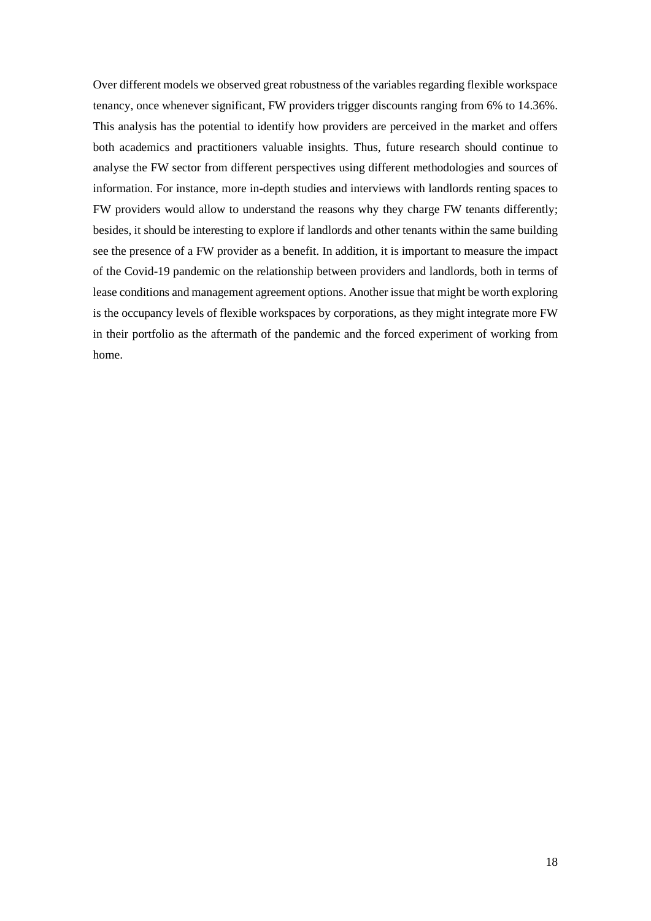Over different models we observed great robustness of the variables regarding flexible workspace tenancy, once whenever significant, FW providers trigger discounts ranging from 6% to 14.36%. This analysis has the potential to identify how providers are perceived in the market and offers both academics and practitioners valuable insights. Thus, future research should continue to analyse the FW sector from different perspectives using different methodologies and sources of information. For instance, more in-depth studies and interviews with landlords renting spaces to FW providers would allow to understand the reasons why they charge FW tenants differently; besides, it should be interesting to explore if landlords and other tenants within the same building see the presence of a FW provider as a benefit. In addition, it is important to measure the impact of the Covid-19 pandemic on the relationship between providers and landlords, both in terms of lease conditions and management agreement options. Another issue that might be worth exploring is the occupancy levels of flexible workspaces by corporations, as they might integrate more FW in their portfolio as the aftermath of the pandemic and the forced experiment of working from home.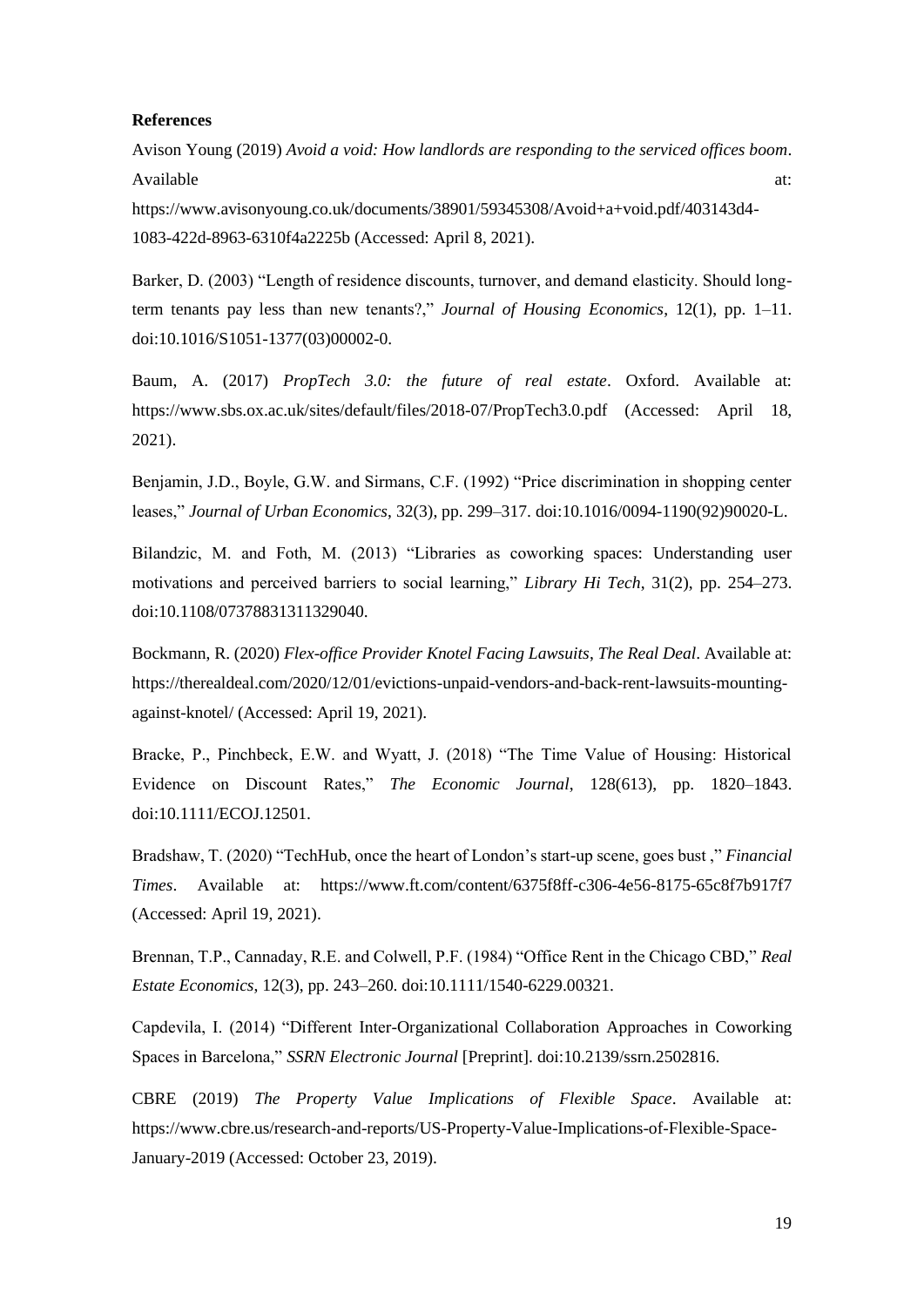**References**

Avison Young (2019) *Avoid a void: How landlords are responding to the serviced offices boom*. Available at: https://www.avisonyoung.co.uk/documents/38901/59345308/Avoid+a+void.pdf/403143d4-1083-422d-8963-6310f4a2225b (Accessed: April 8, 2021).

Barker, D. (2003) "Length of residence discounts, turnover, and demand elasticity. Should long-term tenants pay less than new tenants?," *Journal of Housing Economics*, 12(1), pp. 1–11. doi:10.1016/S1051-1377(03)00002-0.

Baum, A. (2017) *PropTech 3.0: the future of real estate*. Oxford. Available at: https://www.sbs.ox.ac.uk/sites/default/files/2018-07/PropTech3.0.pdf (Accessed: April 18, 2021).

Benjamin, J.D., Boyle, G.W. and Sirmans, C.F. (1992) "Price discrimination in shopping center leases," *Journal of Urban Economics*, 32(3), pp. 299–317. doi:10.1016/0094-1190(92)90020-L.

Bilandzic, M. and Foth, M. (2013) "Libraries as coworking spaces: Understanding user motivations and perceived barriers to social learning," *Library Hi Tech*, 31(2), pp. 254–273. doi:10.1108/07378831311329040.

Bockmann, R. (2020) *Flex-office Provider Knotel Facing Lawsuits*, *The Real Deal*. Available at: https://therealdeal.com/2020/12/01/evictions-unpaid-vendors-and-back-rent-lawsuits-mounting-against-knotel/ (Accessed: April 19, 2021).

Bracke, P., Pinchbeck, E.W. and Wyatt, J. (2018) "The Time Value of Housing: Historical Evidence on Discount Rates," *The Economic Journal*, 128(613), pp. 1820–1843. doi:10.1111/ECOJ.12501.

Bradshaw, T. (2020) "TechHub, once the heart of London's start-up scene, goes bust ," *Financial Times*. Available at: https://www.ft.com/content/6375f8ff-c306-4e56-8175-65c8f7b917f7 (Accessed: April 19, 2021).

Brennan, T.P., Cannaday, R.E. and Colwell, P.F. (1984) "Office Rent in the Chicago CBD," *Real Estate Economics*, 12(3), pp. 243–260. doi:10.1111/1540-6229.00321.

Capdevila, I. (2014) "Different Inter-Organizational Collaboration Approaches in Coworking Spaces in Barcelona," *SSRN Electronic Journal* [Preprint]. doi:10.2139/ssrn.2502816.

CBRE (2019) *The Property Value Implications of Flexible Space*. Available at: https://www.cbre.us/research-and-reports/US-Property-Value-Implications-of-Flexible-Space-January-2019 (Accessed: October 23, 2019).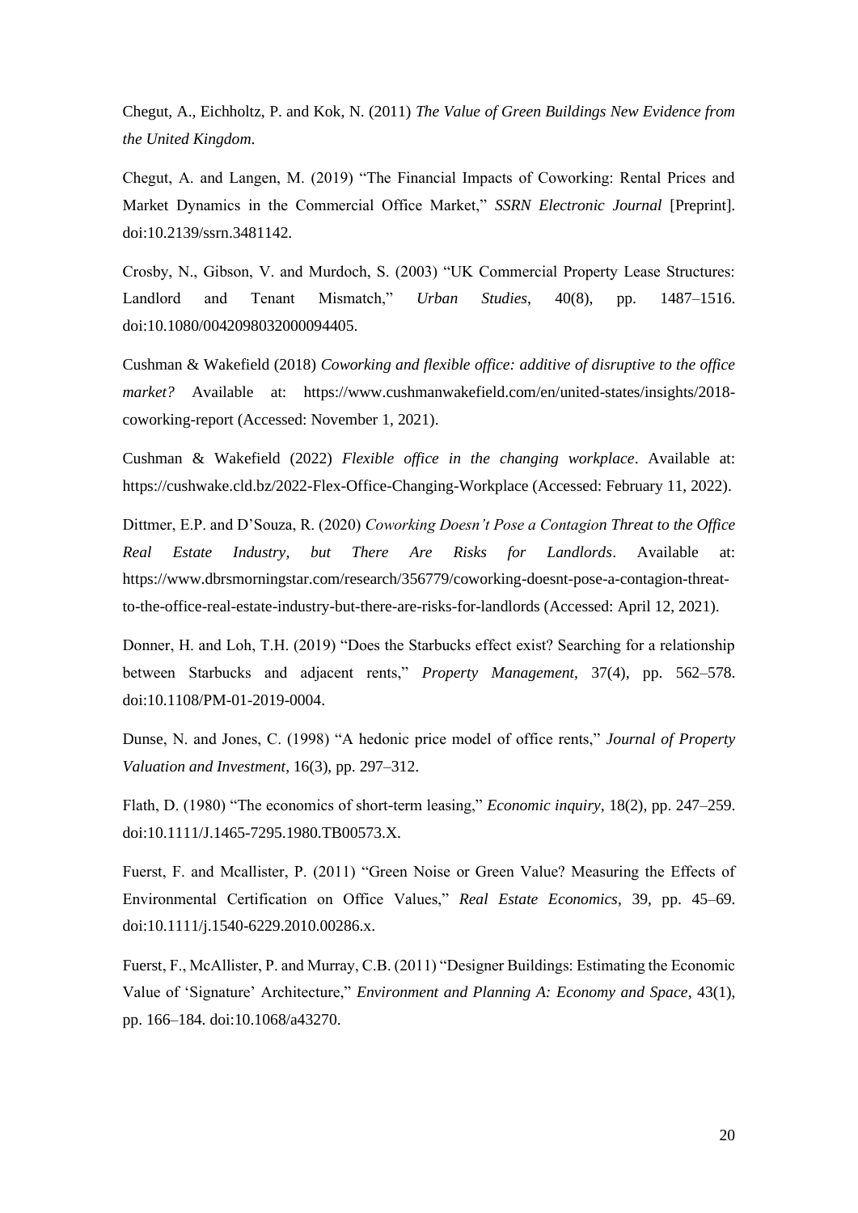Chegut, A., Eichholtz, P. and Kok, N. (2011) *The Value of Green Buildings New Evidence from the United Kingdom*.

Chegut, A. and Langen, M. (2019) "The Financial Impacts of Coworking: Rental Prices and Market Dynamics in the Commercial Office Market," *SSRN Electronic Journal* [Preprint]. doi:10.2139/ssrn.3481142.

Crosby, N., Gibson, V. and Murdoch, S. (2003) "UK Commercial Property Lease Structures: Landlord and Tenant Mismatch," *Urban Studies*, 40(8), pp. 1487–1516. doi:10.1080/0042098032000094405.

Cushman & Wakefield (2018) *Coworking and flexible office: additive of disruptive to the office market?* Available at: https://www.cushmanwakefield.com/en/united-states/insights/2018-coworking-report (Accessed: November 1, 2021).

Cushman & Wakefield (2022) *Flexible office in the changing workplace*. Available at: https://cushwake.cld.bz/2022-Flex-Office-Changing-Workplace (Accessed: February 11, 2022).

Dittmer, E.P. and D'Souza, R. (2020) *Coworking Doesn't Pose a Contagion Threat to the Office Real Estate Industry, but There Are Risks for Landlords*. Available at: https://www.dbrsmorningstar.com/research/356779/coworking-doesnt-pose-a-contagion-threat-to-the-office-real-estate-industry-but-there-are-risks-for-landlords (Accessed: April 12, 2021).

Donner, H. and Loh, T.H. (2019) "Does the Starbucks effect exist? Searching for a relationship between Starbucks and adjacent rents," *Property Management*, 37(4), pp. 562–578. doi:10.1108/PM-01-2019-0004.

Dunse, N. and Jones, C. (1998) "A hedonic price model of office rents," *Journal of Property Valuation and Investment*, 16(3), pp. 297–312.

Flath, D. (1980) "The economics of short-term leasing," *Economic inquiry*, 18(2), pp. 247–259. doi:10.1111/J.1465-7295.1980.TB00573.X.

Fuerst, F. and Mcallister, P. (2011) "Green Noise or Green Value? Measuring the Effects of Environmental Certification on Office Values," *Real Estate Economics*, 39, pp. 45–69. doi:10.1111/j.1540-6229.2010.00286.x.

Fuerst, F., McAllister, P. and Murray, C.B. (2011) "Designer Buildings: Estimating the Economic Value of 'Signature' Architecture," *Environment and Planning A: Economy and Space*, 43(1), pp. 166–184. doi:10.1068/a43270.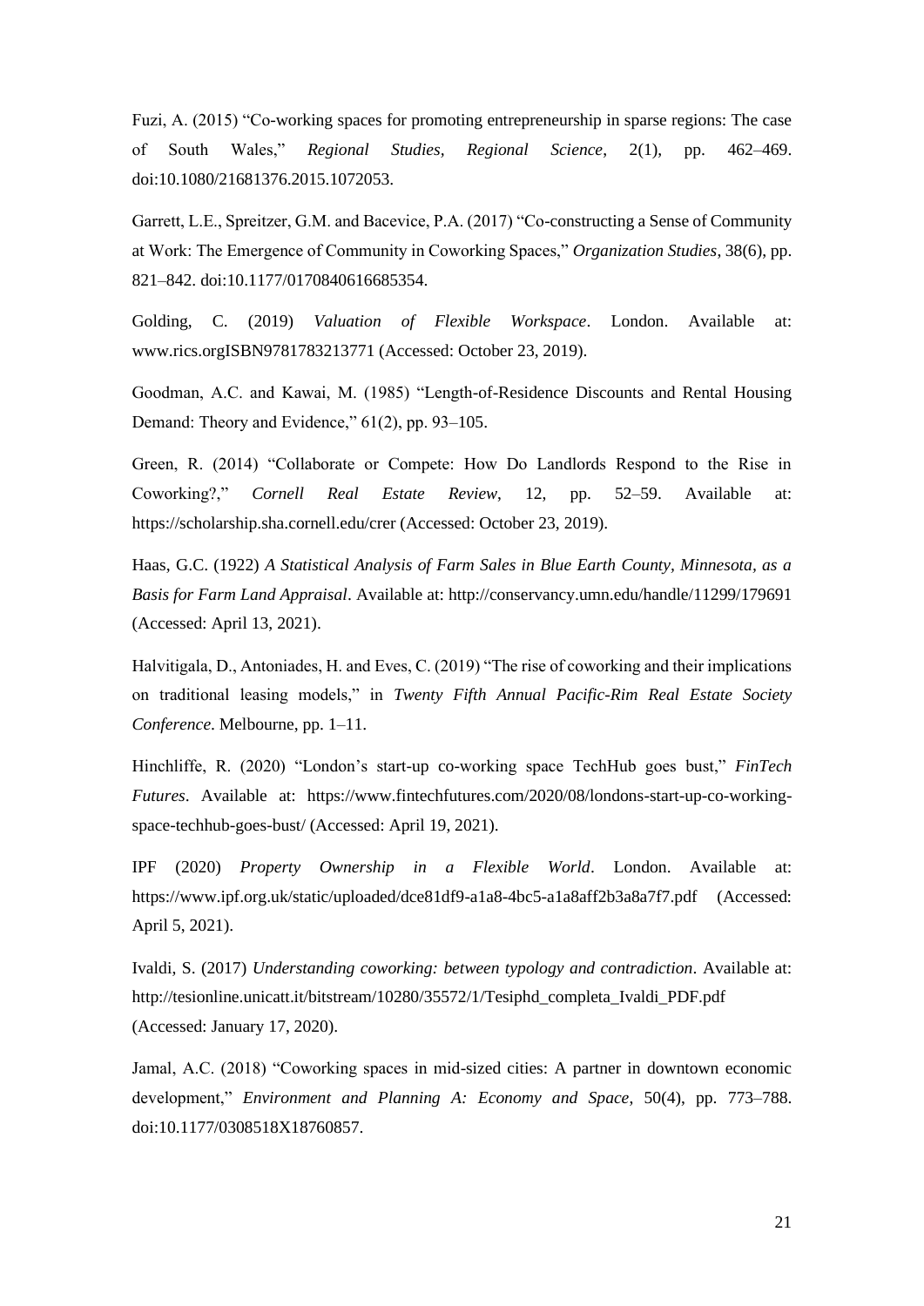Fuzi, A. (2015) "Co-working spaces for promoting entrepreneurship in sparse regions: The case of South Wales," *Regional Studies, Regional Science*, 2(1), pp. 462–469. doi:10.1080/21681376.2015.1072053.

Garrett, L.E., Spreitzer, G.M. and Bacevice, P.A. (2017) "Co-constructing a Sense of Community at Work: The Emergence of Community in Coworking Spaces," *Organization Studies*, 38(6), pp. 821–842. doi:10.1177/0170840616685354.

Golding, C. (2019) *Valuation of Flexible Workspace*. London. Available at: www.rics.orgISBN9781783213771 (Accessed: October 23, 2019).

Goodman, A.C. and Kawai, M. (1985) "Length-of-Residence Discounts and Rental Housing Demand: Theory and Evidence," 61(2), pp. 93–105.

Green, R. (2014) "Collaborate or Compete: How Do Landlords Respond to the Rise in Coworking?," *Cornell Real Estate Review*, 12, pp. 52–59. Available at: https://scholarship.sha.cornell.edu/crer (Accessed: October 23, 2019).

Haas, G.C. (1922) *A Statistical Analysis of Farm Sales in Blue Earth County, Minnesota, as a Basis for Farm Land Appraisal*. Available at: http://conservancy.umn.edu/handle/11299/179691 (Accessed: April 13, 2021).

Halvitigala, D., Antoniades, H. and Eves, C. (2019) "The rise of coworking and their implications on traditional leasing models," in *Twenty Fifth Annual Pacific-Rim Real Estate Society Conference*. Melbourne, pp. 1–11.

Hinchliffe, R. (2020) "London's start-up co-working space TechHub goes bust," *FinTech Futures*. Available at: https://www.fintechfutures.com/2020/08/londons-start-up-co-working-space-techhub-goes-bust/ (Accessed: April 19, 2021).

IPF (2020) *Property Ownership in a Flexible World*. London. Available at: https://www.ipf.org.uk/static/uploaded/dce81df9-a1a8-4bc5-a1a8aff2b3a8a7f7.pdf (Accessed: April 5, 2021).

Ivaldi, S. (2017) *Understanding coworking: between typology and contradiction*. Available at: http://tesionline.unicatt.it/bitstream/10280/35572/1/Tesiphd_completa_Ivaldi_PDF.pdf (Accessed: January 17, 2020).

Jamal, A.C. (2018) "Coworking spaces in mid-sized cities: A partner in downtown economic development," *Environment and Planning A: Economy and Space*, 50(4), pp. 773–788. doi:10.1177/0308518X18760857.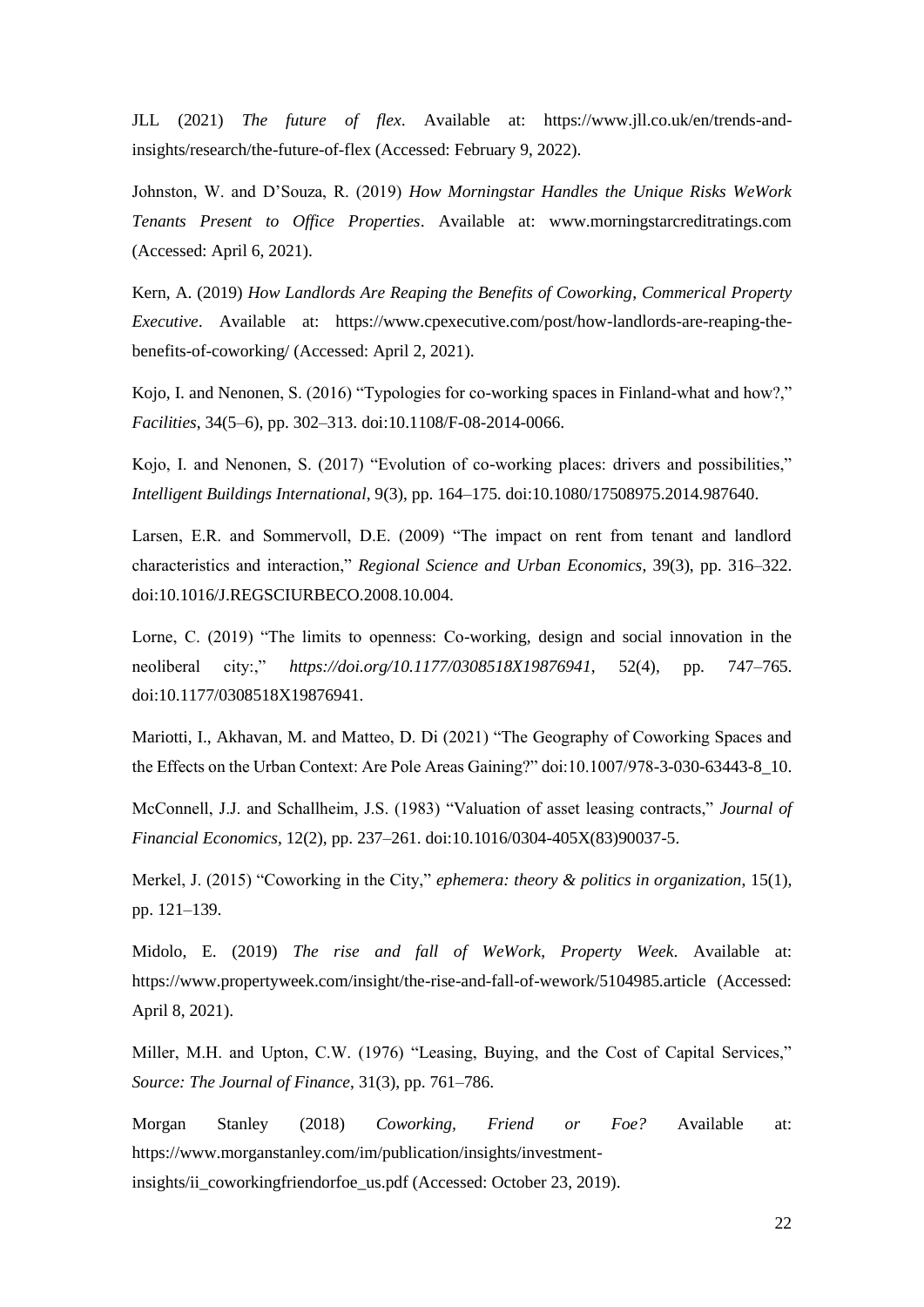JLL (2021) *The future of flex*. Available at: https://www.jll.co.uk/en/trends-and-insights/research/the-future-of-flex (Accessed: February 9, 2022).

Johnston, W. and D'Souza, R. (2019) *How Morningstar Handles the Unique Risks WeWork Tenants Present to Office Properties*. Available at: www.morningstarcreditratings.com (Accessed: April 6, 2021).

Kern, A. (2019) *How Landlords Are Reaping the Benefits of Coworking*, *Commerical Property Executive*. Available at: https://www.cpexecutive.com/post/how-landlords-are-reaping-the-benefits-of-coworking/ (Accessed: April 2, 2021).

Kojo, I. and Nenonen, S. (2016) "Typologies for co-working spaces in Finland-what and how?," *Facilities*, 34(5–6), pp. 302–313. doi:10.1108/F-08-2014-0066.

Kojo, I. and Nenonen, S. (2017) "Evolution of co-working places: drivers and possibilities," *Intelligent Buildings International*, 9(3), pp. 164–175. doi:10.1080/17508975.2014.987640.

Larsen, E.R. and Sommervoll, D.E. (2009) "The impact on rent from tenant and landlord characteristics and interaction," *Regional Science and Urban Economics*, 39(3), pp. 316–322. doi:10.1016/J.REGSCIURBECO.2008.10.004.

Lorne, C. (2019) "The limits to openness: Co-working, design and social innovation in the neoliberal city:," *https://doi.org/10.1177/0308518X19876941*, 52(4), pp. 747–765. doi:10.1177/0308518X19876941.

Mariotti, I., Akhavan, M. and Matteo, D. Di (2021) "The Geography of Coworking Spaces and the Effects on the Urban Context: Are Pole Areas Gaining?" doi:10.1007/978-3-030-63443-8_10.

McConnell, J.J. and Schallheim, J.S. (1983) "Valuation of asset leasing contracts," *Journal of Financial Economics*, 12(2), pp. 237–261. doi:10.1016/0304-405X(83)90037-5.

Merkel, J. (2015) "Coworking in the City," *ephemera: theory & politics in organization*, 15(1), pp. 121–139.

Midolo, E. (2019) *The rise and fall of WeWork*, *Property Week*. Available at: https://www.propertyweek.com/insight/the-rise-and-fall-of-wework/5104985.article (Accessed: April 8, 2021).

Miller, M.H. and Upton, C.W. (1976) "Leasing, Buying, and the Cost of Capital Services," *Source: The Journal of Finance*, 31(3), pp. 761–786.

Morgan Stanley (2018) *Coworking, Friend or Foe?* Available at: https://www.morganstanley.com/im/publication/insights/investment-insights/ii_coworkingfriendorfoe_us.pdf (Accessed: October 23, 2019).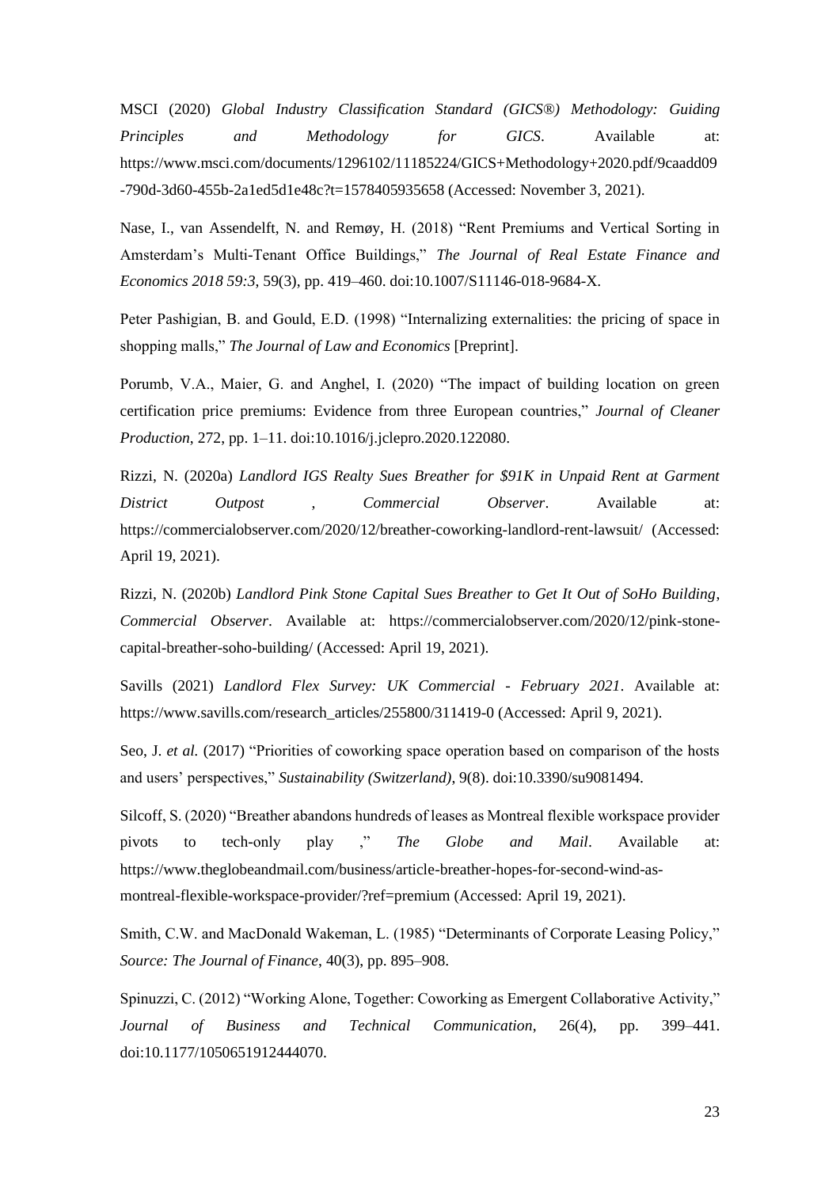MSCI (2020) *Global Industry Classification Standard (GICS®) Methodology: Guiding Principles and Methodology for GICS*. Available at: https://www.msci.com/documents/1296102/11185224/GICS+Methodology+2020.pdf/9caadd09-790d-3d60-455b-2a1ed5d1e48c?t=1578405935658 (Accessed: November 3, 2021).

Nase, I., van Assendelft, N. and Remøy, H. (2018) "Rent Premiums and Vertical Sorting in Amsterdam's Multi-Tenant Office Buildings," *The Journal of Real Estate Finance and Economics 2018 59:3*, 59(3), pp. 419–460. doi:10.1007/S11146-018-9684-X.

Peter Pashigian, B. and Gould, E.D. (1998) "Internalizing externalities: the pricing of space in shopping malls," *The Journal of Law and Economics* [Preprint].

Porumb, V.A., Maier, G. and Anghel, I. (2020) "The impact of building location on green certification price premiums: Evidence from three European countries," *Journal of Cleaner Production*, 272, pp. 1–11. doi:10.1016/j.jclepro.2020.122080.

Rizzi, N. (2020a) *Landlord IGS Realty Sues Breather for $91K in Unpaid Rent at Garment District Outpost , Commercial Observer*. Available at: https://commercialobserver.com/2020/12/breather-coworking-landlord-rent-lawsuit/ (Accessed: April 19, 2021).

Rizzi, N. (2020b) *Landlord Pink Stone Capital Sues Breather to Get It Out of SoHo Building, Commercial Observer*. Available at: https://commercialobserver.com/2020/12/pink-stone-capital-breather-soho-building/ (Accessed: April 19, 2021).

Savills (2021) *Landlord Flex Survey: UK Commercial - February 2021*. Available at: https://www.savills.com/research_articles/255800/311419-0 (Accessed: April 9, 2021).

Seo, J. *et al.* (2017) "Priorities of coworking space operation based on comparison of the hosts and users' perspectives," *Sustainability (Switzerland)*, 9(8). doi:10.3390/su9081494.

Silcoff, S. (2020) "Breather abandons hundreds of leases as Montreal flexible workspace provider pivots to tech-only play ," *The Globe and Mail*. Available at: https://www.theglobeandmail.com/business/article-breather-hopes-for-second-wind-as-montreal-flexible-workspace-provider/?ref=premium (Accessed: April 19, 2021).

Smith, C.W. and MacDonald Wakeman, L. (1985) "Determinants of Corporate Leasing Policy," *Source: The Journal of Finance*, 40(3), pp. 895–908.

Spinuzzi, C. (2012) "Working Alone, Together: Coworking as Emergent Collaborative Activity," *Journal of Business and Technical Communication*, 26(4), pp. 399–441. doi:10.1177/1050651912444070.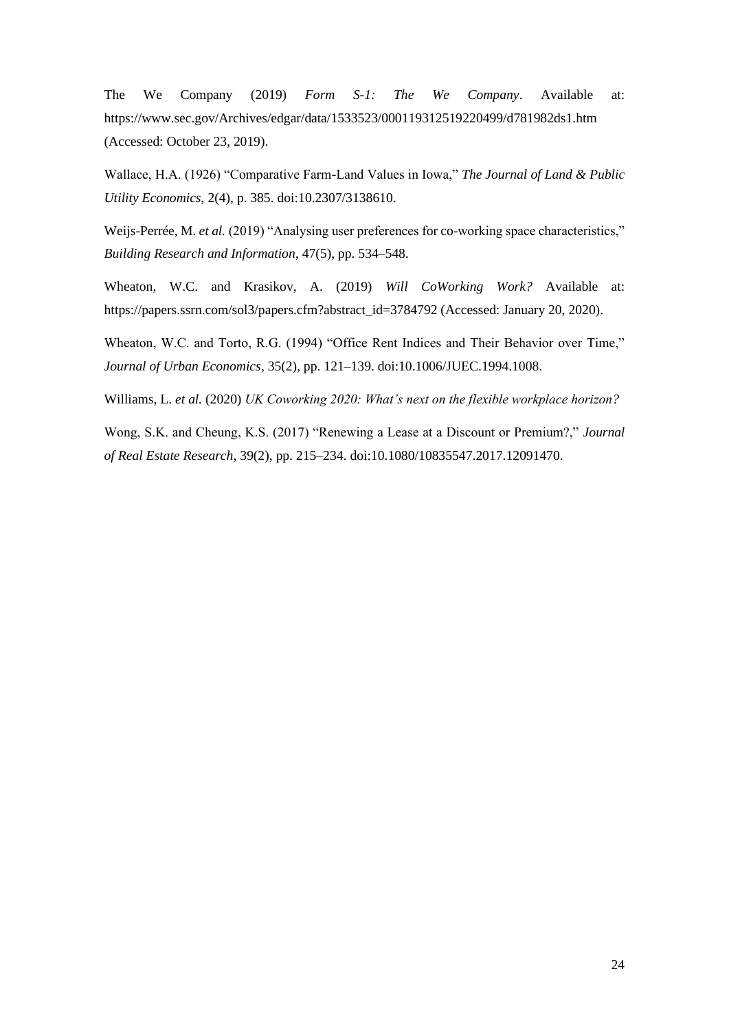The We Company (2019) *Form S-1: The We Company*. Available at: https://www.sec.gov/Archives/edgar/data/1533523/000119312519220499/d781982ds1.htm (Accessed: October 23, 2019).

Wallace, H.A. (1926) "Comparative Farm-Land Values in Iowa," *The Journal of Land & Public Utility Economics*, 2(4), p. 385. doi:10.2307/3138610.

Weijs-Perrée, M. *et al.* (2019) "Analysing user preferences for co-working space characteristics," *Building Research and Information*, 47(5), pp. 534–548.

Wheaton, W.C. and Krasikov, A. (2019) *Will CoWorking Work?* Available at: https://papers.ssrn.com/sol3/papers.cfm?abstract_id=3784792 (Accessed: January 20, 2020).

Wheaton, W.C. and Torto, R.G. (1994) "Office Rent Indices and Their Behavior over Time," *Journal of Urban Economics*, 35(2), pp. 121–139. doi:10.1006/JUEC.1994.1008.

Williams, L. *et al.* (2020) *UK Coworking 2020: What's next on the flexible workplace horizon?*

Wong, S.K. and Cheung, K.S. (2017) "Renewing a Lease at a Discount or Premium?," *Journal of Real Estate Research*, 39(2), pp. 215–234. doi:10.1080/10835547.2017.12091470.